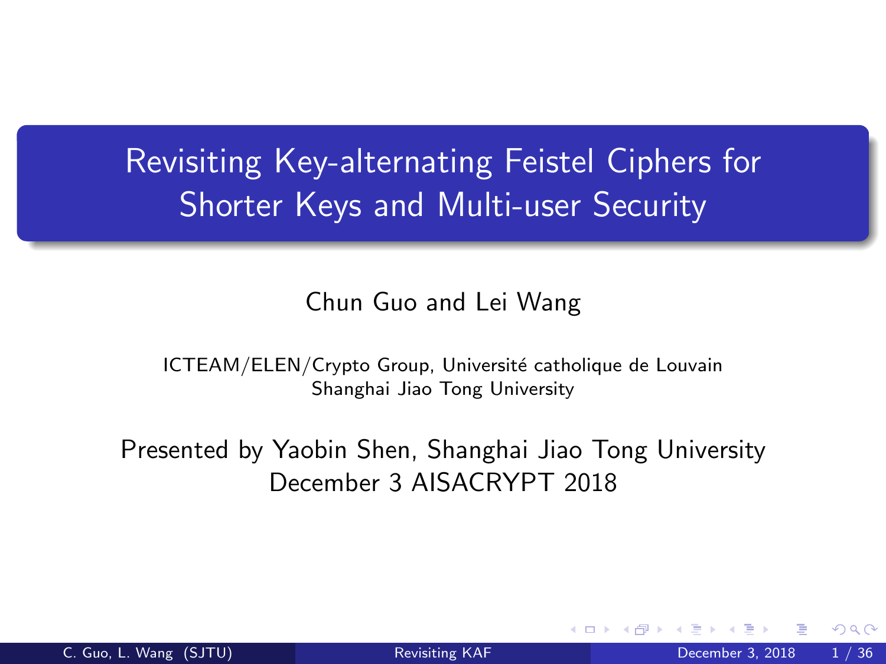# Revisiting Key-alternating Feistel Ciphers for Shorter Keys and Multi-user Security

Chun Guo and Lei Wang

ICTEAM/ELEN/Crypto Group, Université catholique de Louvain
Shanghai Jiao Tong University

Presented by Yaobin Shen, Shanghai Jiao Tong University
December 3 AISACRYPT 2018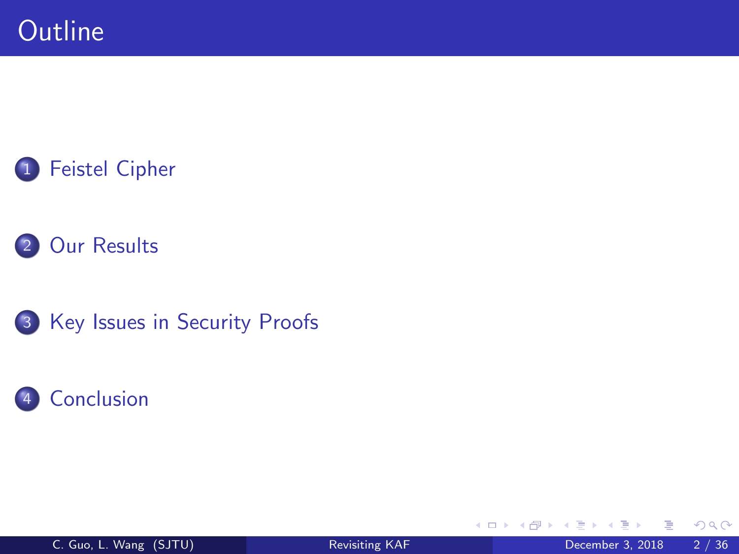# Outline

1. Feistel Cipher
2. Our Results
3. Key Issues in Security Proofs
4. Conclusion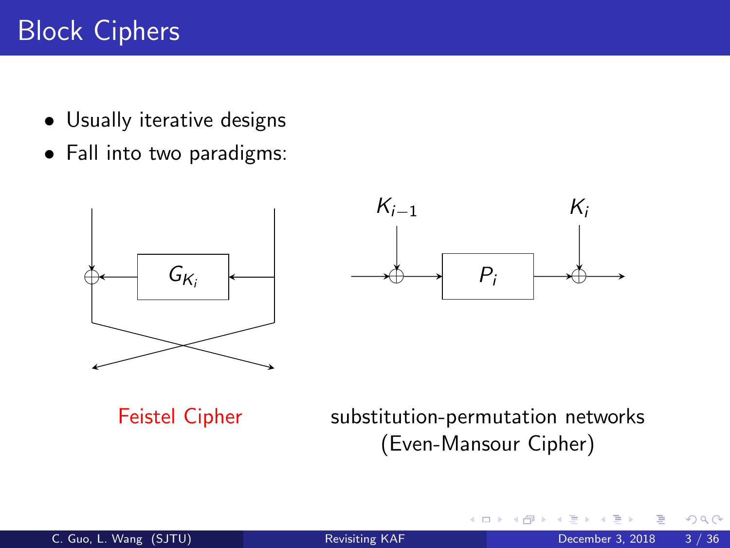# Block Ciphers

- Usually iterative designs
- Fall into two paradigms:

$G_{K_i}$

Feistel Cipher

$K_{i-1}$ $P_i$ $K_i$

substitution-permutation networks (Even-Mansour Cipher)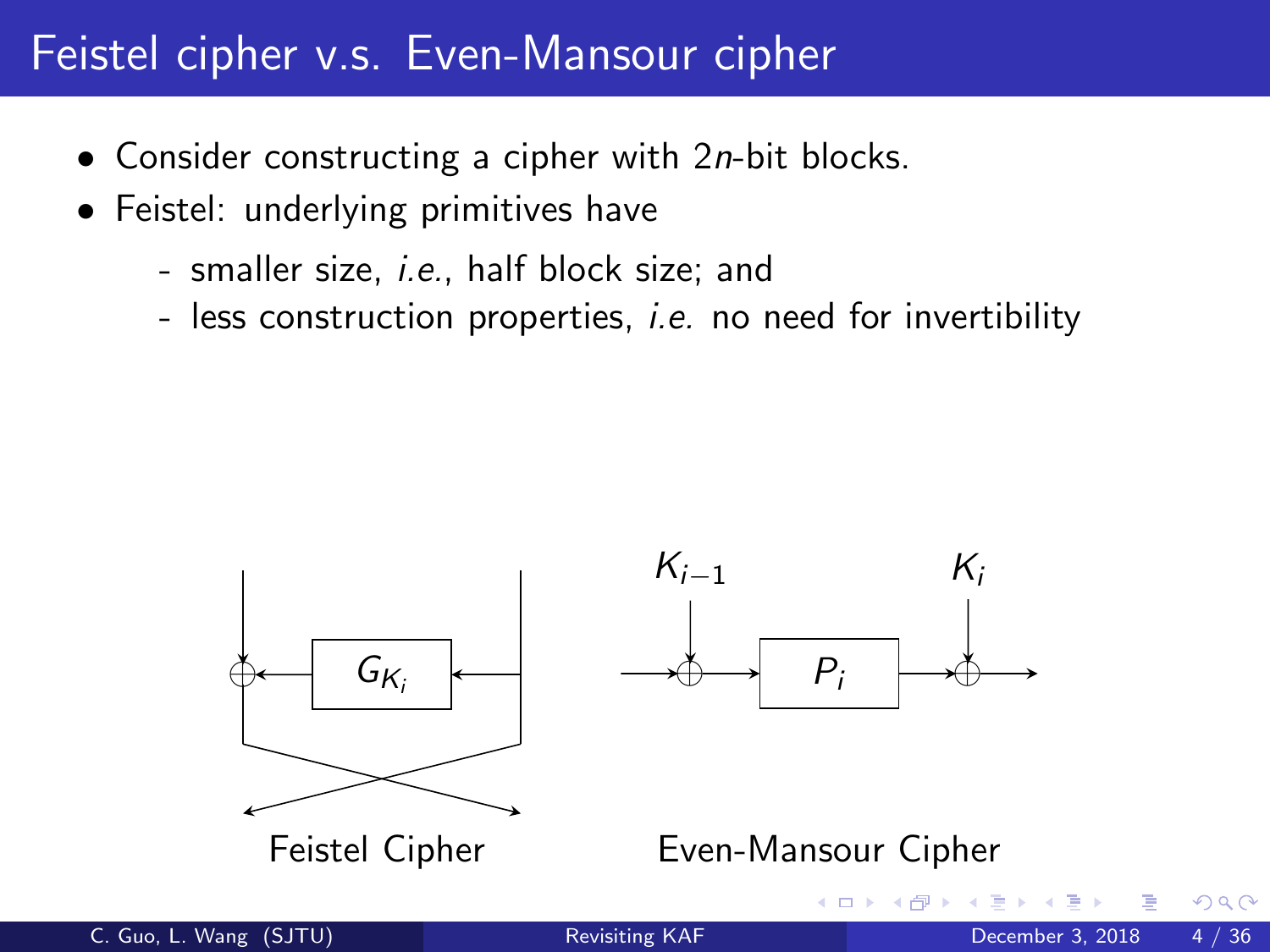# Feistel cipher v.s. Even-Mansour cipher

- Consider constructing a cipher with $2n$-bit blocks.
- Feistel: underlying primitives have
  - smaller size, *i.e.*, half block size; and
  - less construction properties, *i.e.* no need for invertibility

$G_{K_i}$ $\quad$ $K_{i-1}$ $\quad$ $P_i$ $\quad$ $K_i$

Feistel Cipher $\quad$ Even-Mansour Cipher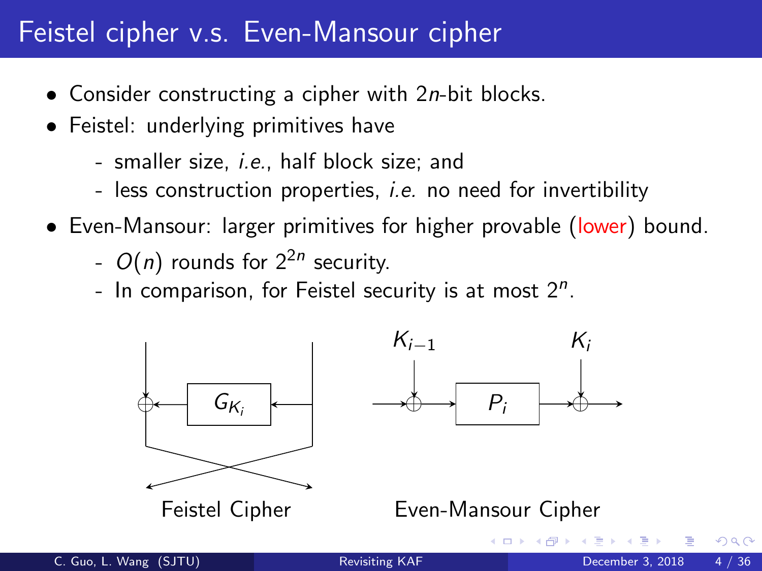# Feistel cipher v.s. Even-Mansour cipher

- Consider constructing a cipher with $2n$-bit blocks.
- Feistel: underlying primitives have
  - smaller size, *i.e.*, half block size; and
  - less construction properties, *i.e.* no need for invertibility
- Even-Mansour: larger primitives for higher provable (lower) bound.
  - $O(n)$ rounds for $2^{2n}$ security.
  - In comparison, for Feistel security is at most $2^n$.

$G_{K_i}$

Feistel Cipher

$K_{i-1}$ $P_i$ $K_i$

Even-Mansour Cipher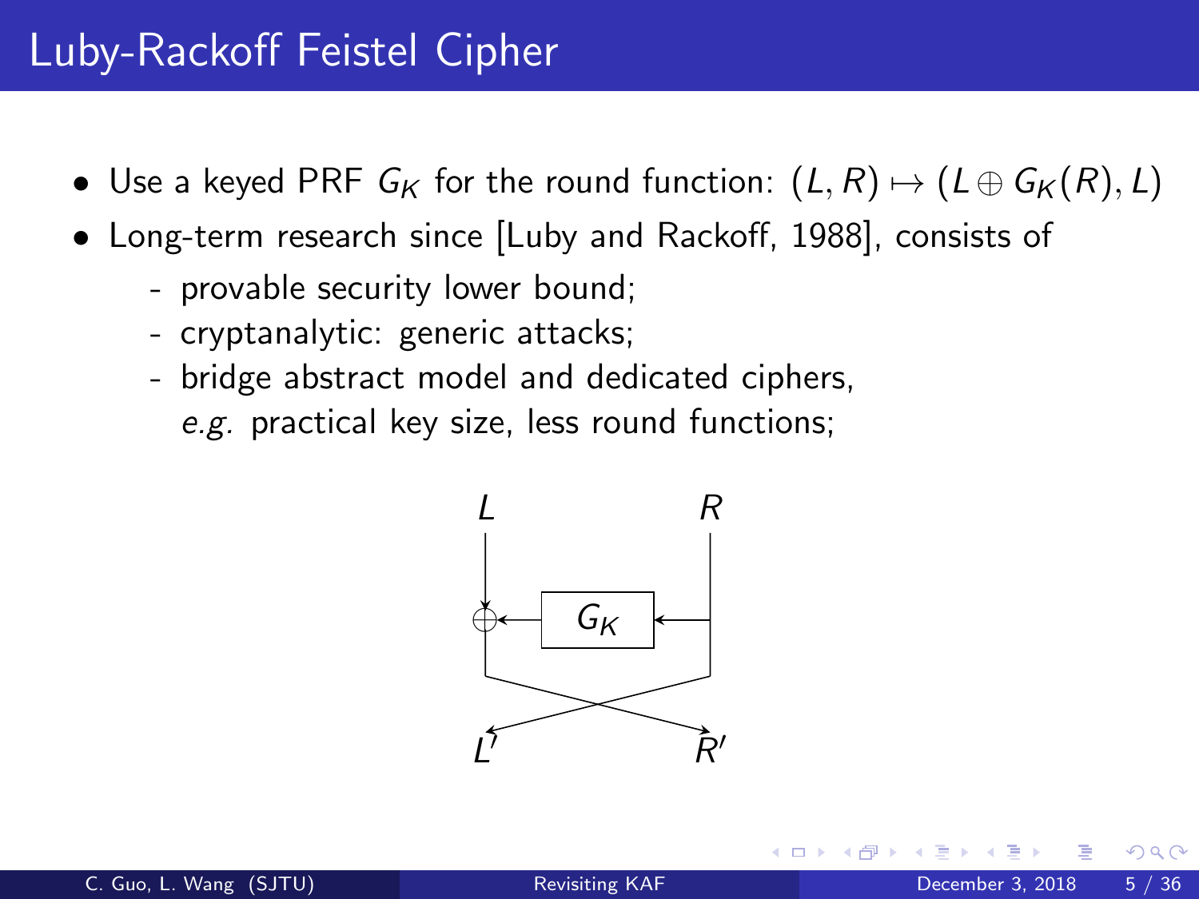# Luby-Rackoff Feistel Cipher

- Use a keyed PRF $G_K$ for the round function: $(L, R) \mapsto (L \oplus G_K(R), L)$
- Long-term research since [Luby and Rackoff, 1988], consists of
  - provable security lower bound;
  - cryptanalytic: generic attacks;
  - bridge abstract model and dedicated ciphers, *e.g.* practical key size, less round functions;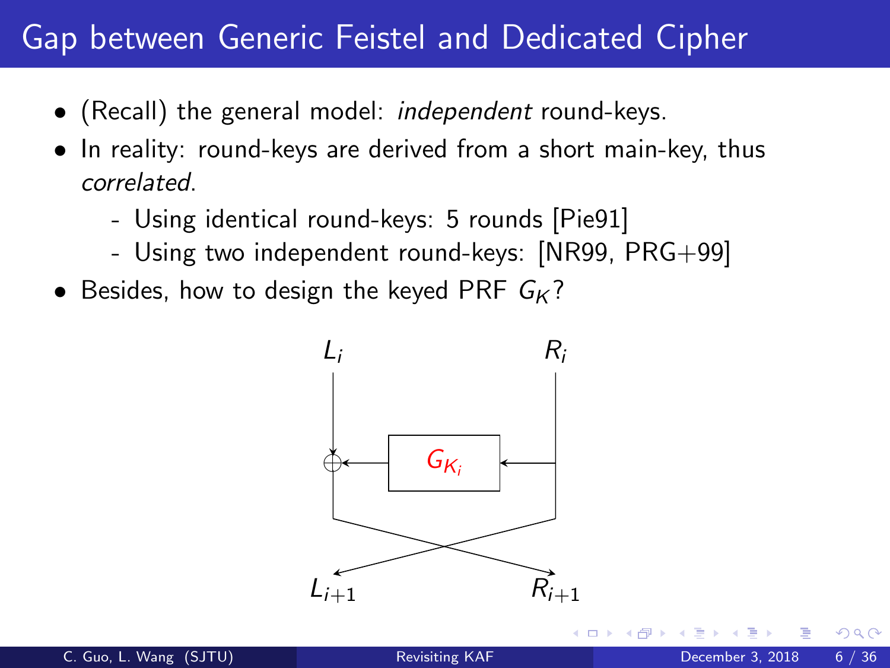# Gap between Generic Feistel and Dedicated Cipher

- (Recall) the general model: *independent* round-keys.
- In reality: round-keys are derived from a short main-key, thus *correlated*.
  - Using identical round-keys: 5 rounds [Pie91]
  - Using two independent round-keys: [NR99, PRG+99]
- Besides, how to design the keyed PRF $G_K$?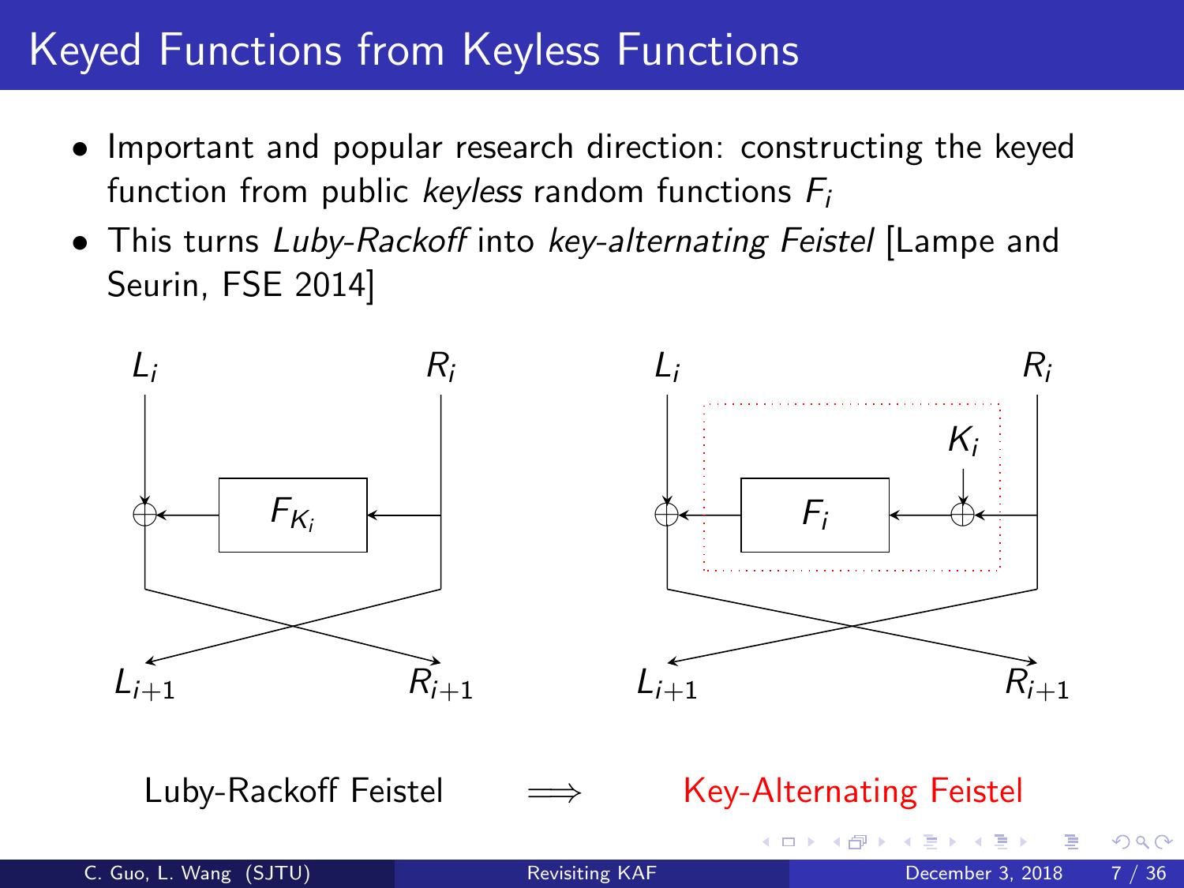# Keyed Functions from Keyless Functions

- Important and popular research direction: constructing the keyed function from public *keyless* random functions $F_i$
- This turns *Luby-Rackoff* into *key-alternating Feistel* [Lampe and Seurin, FSE 2014]

Luby-Rackoff Feistel $\Longrightarrow$ Key-Alternating Feistel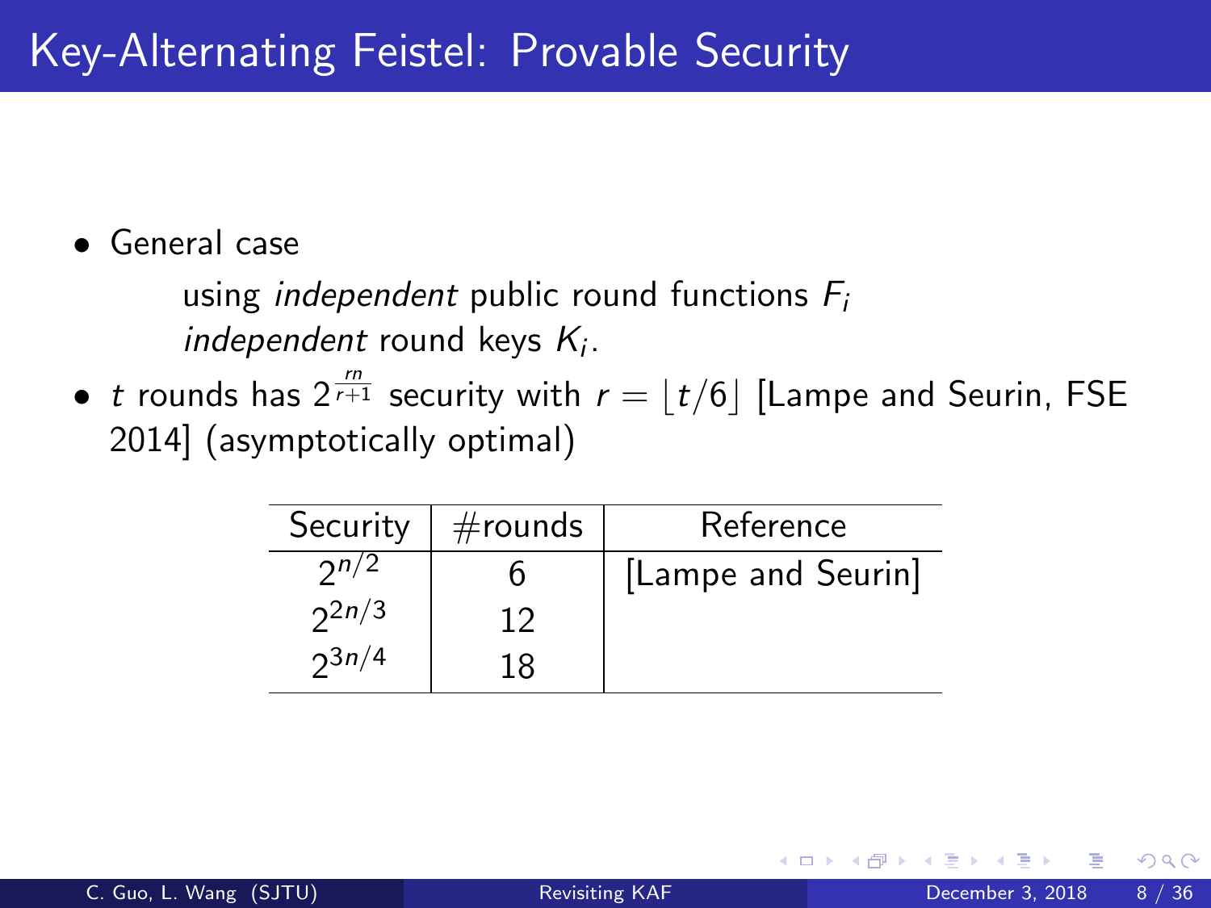# Key-Alternating Feistel: Provable Security

- General case

  using *independent* public round functions $F_i$
  *independent* round keys $K_i$.

- $t$ rounds has $2^{\frac{rn}{r+1}}$ security with $r = \lfloor t/6 \rfloor$ [Lampe and Seurin, FSE 2014] (asymptotically optimal)

| Security | #rounds | Reference |
|---|---|---|
| $2^{n/2}$ | 6 | [Lampe and Seurin] |
| $2^{2n/3}$ | 12 | |
| $2^{3n/4}$ | 18 | |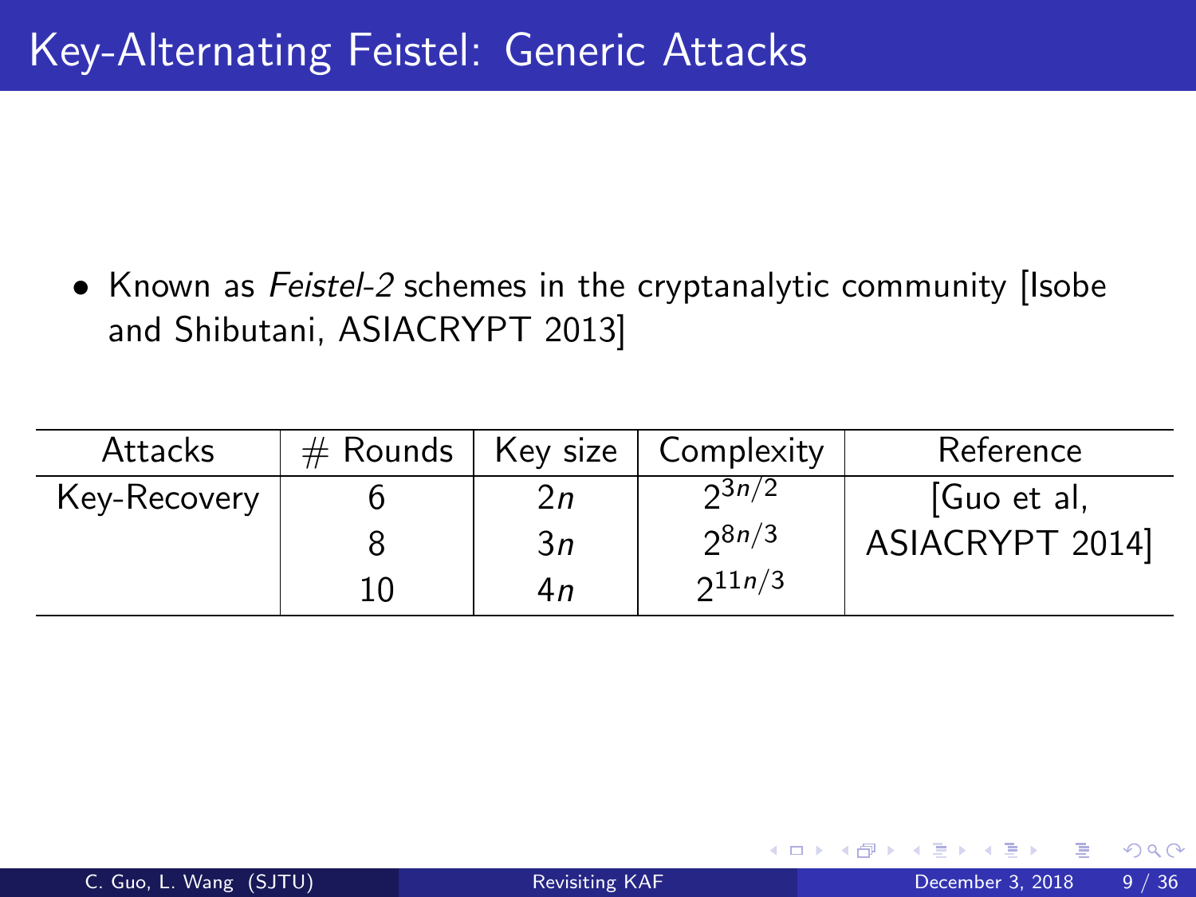# Key-Alternating Feistel: Generic Attacks

- Known as *Feistel-2* schemes in the cryptanalytic community [Isobe and Shibutani, ASIACRYPT 2013]

| Attacks | # Rounds | Key size | Complexity | Reference |
|---|---|---|---|---|
| Key-Recovery | 6 | $2n$ | $2^{3n/2}$ | [Guo et al, ASIACRYPT 2014] |
| | 8 | $3n$ | $2^{8n/3}$ | |
| | 10 | $4n$ | $2^{11n/3}$ | |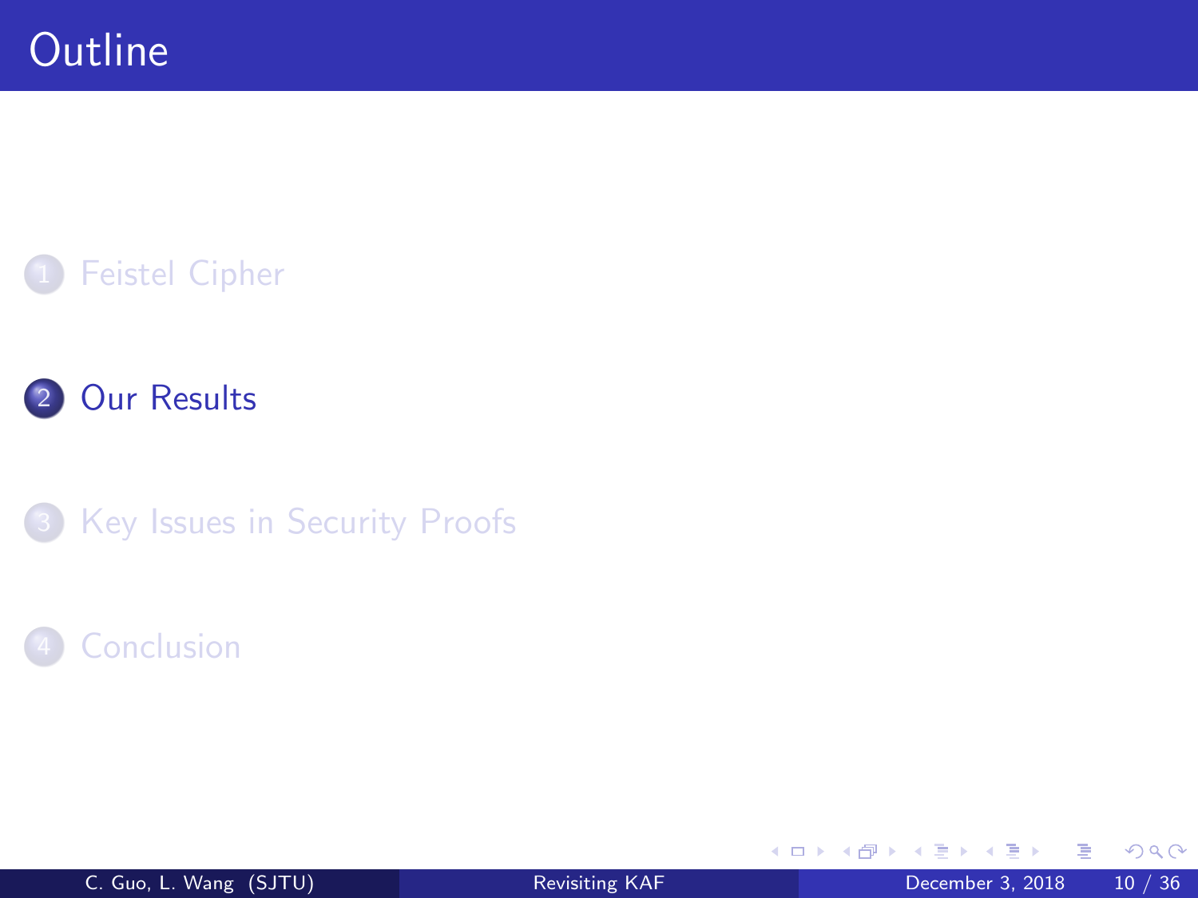# Outline

1. Feistel Cipher
2. **Our Results**
3. Key Issues in Security Proofs
4. Conclusion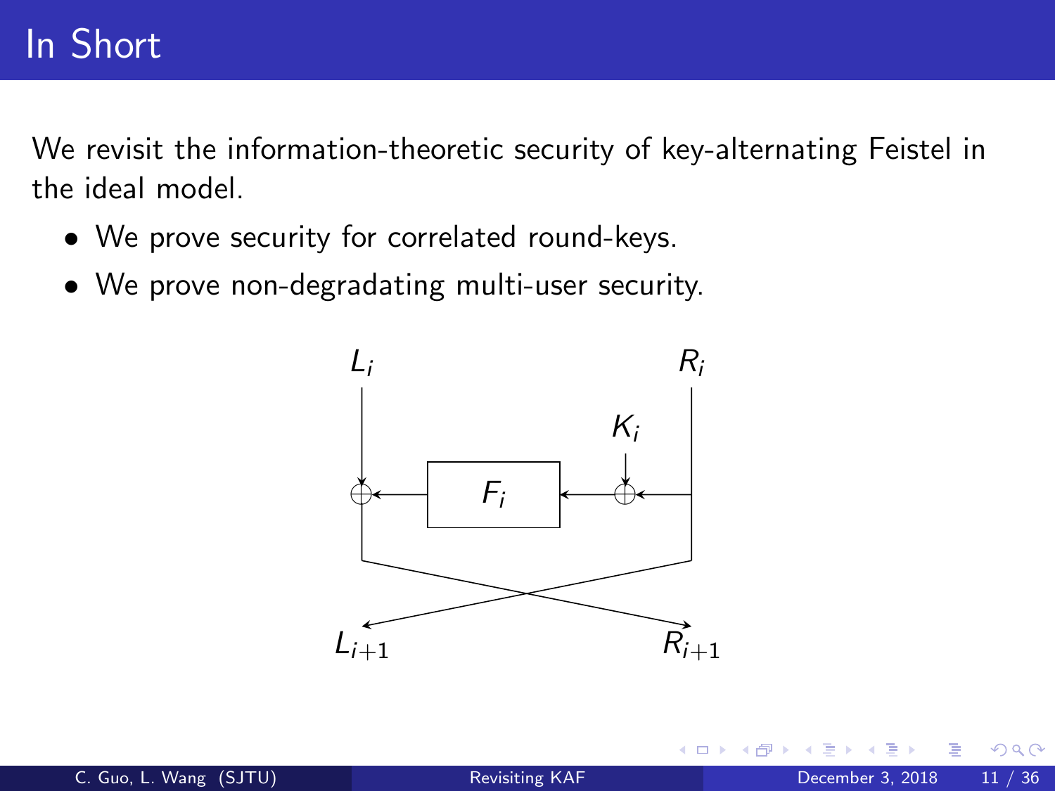# In Short

We revisit the information-theoretic security of key-alternating Feistel in the ideal model.

- We prove security for correlated round-keys.
- We prove non-degradating multi-user security.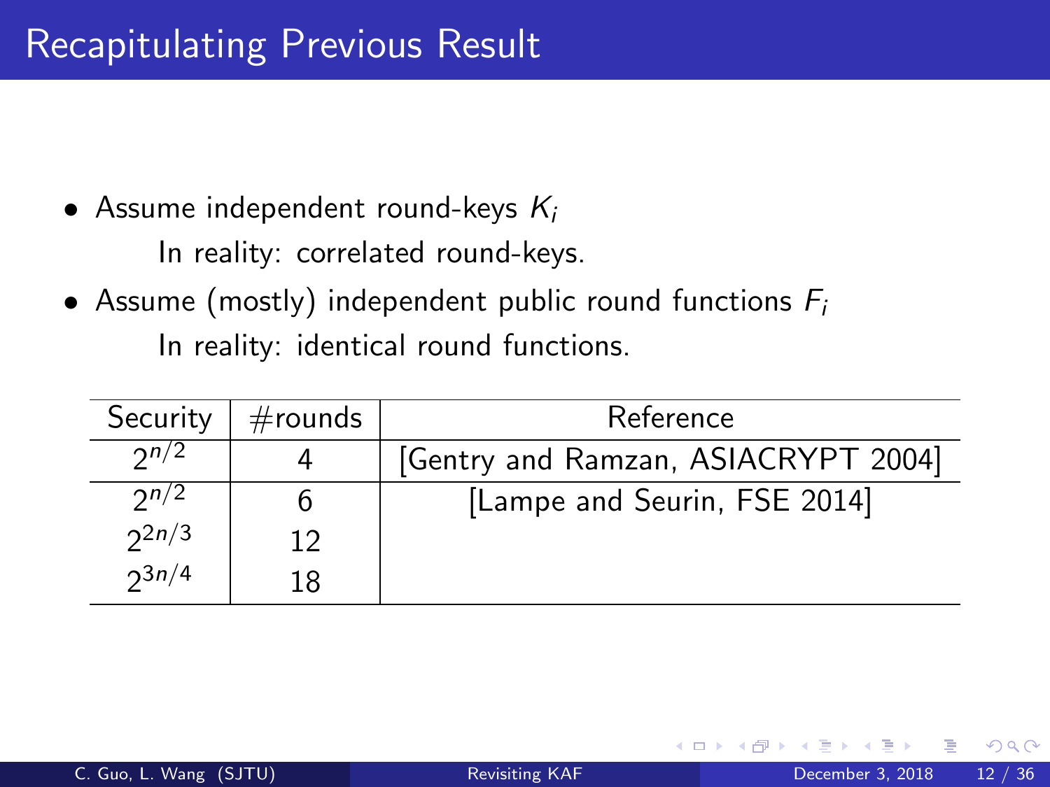# Recapitulating Previous Result

- Assume independent round-keys $K_i$

  In reality: correlated round-keys.
- Assume (mostly) independent public round functions $F_i$

  In reality: identical round functions.

| Security | #rounds | Reference |
|---|---|---|
| $2^{n/2}$ | 4 | [Gentry and Ramzan, ASIACRYPT 2004] |
| $2^{n/2}$ | 6 | [Lampe and Seurin, FSE 2014] |
| $2^{2n/3}$ | 12 | |
| $2^{3n/4}$ | 18 | |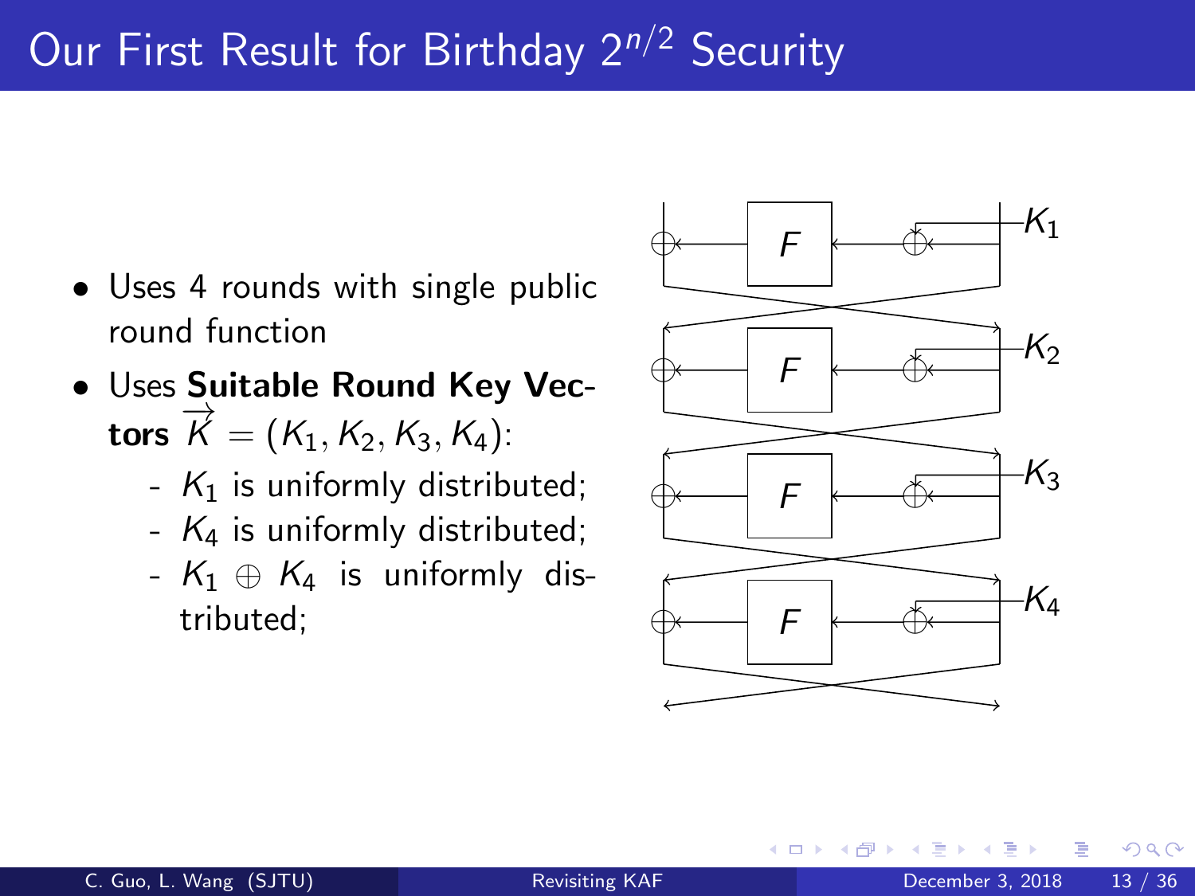# Our First Result for Birthday $2^{n/2}$ Security

- Uses 4 rounds with single public round function
- Uses **Suitable Round Key Vectors** $\overrightarrow{K} = (K_1, K_2, K_3, K_4)$:
  - $K_1$ is uniformly distributed;
  - $K_4$ is uniformly distributed;
  - $K_1 \oplus K_4$ is uniformly distributed;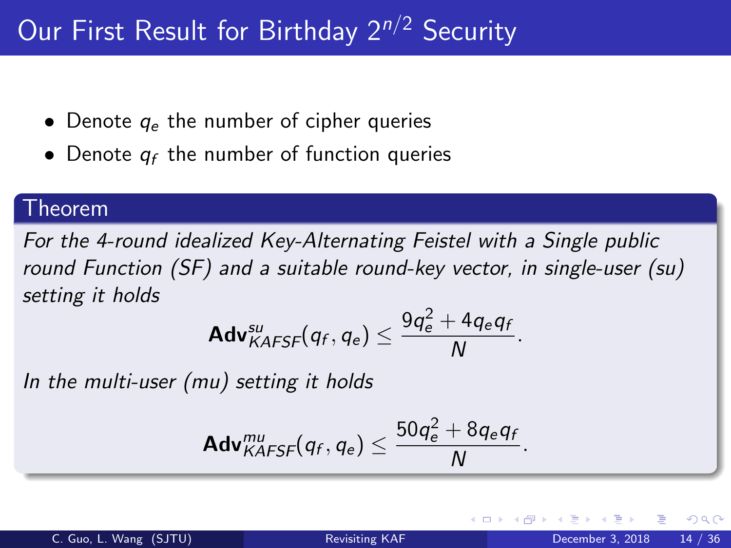# Our First Result for Birthday $2^{n/2}$ Security

- Denote $q_e$ the number of cipher queries
- Denote $q_f$ the number of function queries

**Theorem**

*For the 4-round idealized Key-Alternating Feistel with a Single public round Function (SF) and a suitable round-key vector, in single-user (su) setting it holds*

$$\mathbf{Adv}^{su}_{KAFSF}(q_f, q_e) \leq \frac{9q_e^2 + 4q_e q_f}{N}.$$

*In the multi-user (mu) setting it holds*

$$\mathbf{Adv}^{mu}_{KAFSF}(q_f, q_e) \leq \frac{50q_e^2 + 8q_e q_f}{N}.$$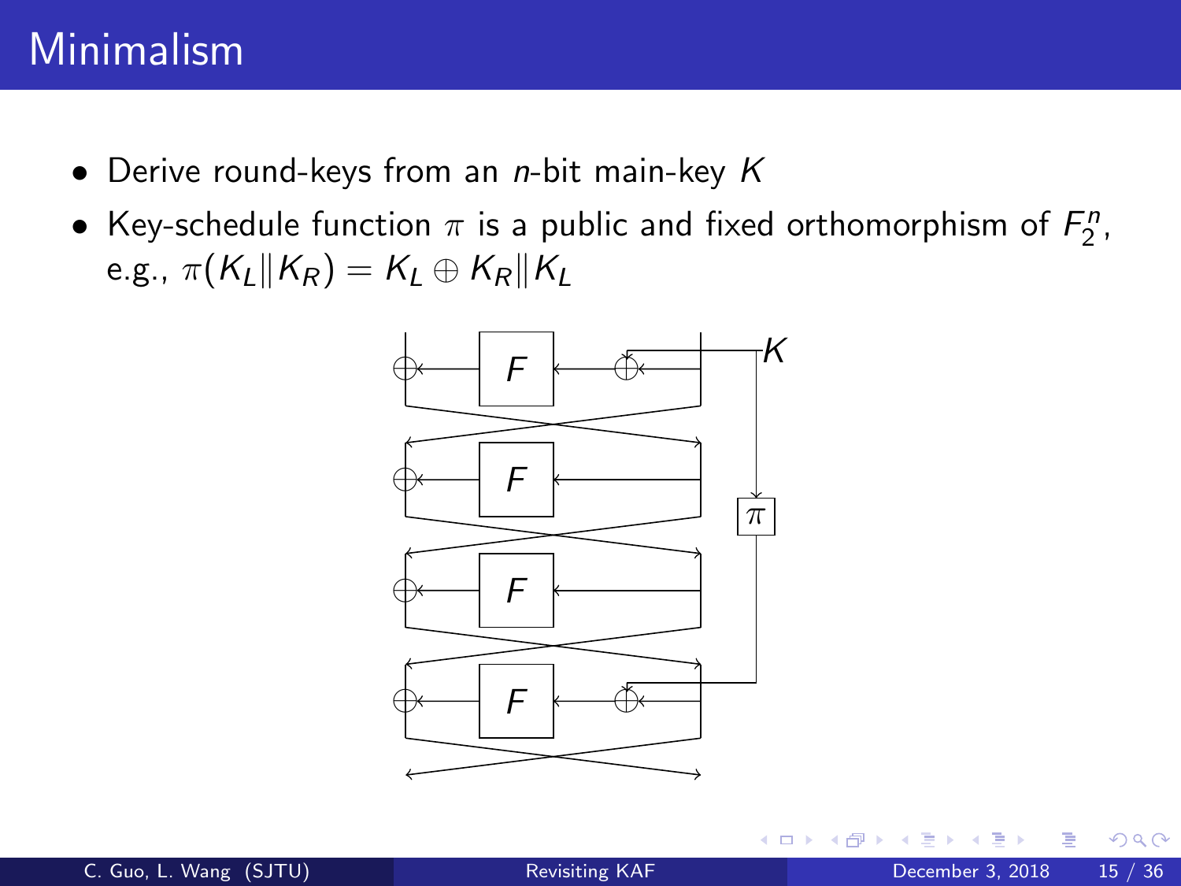# Minimalism

- Derive round-keys from an $n$-bit main-key $K$
- Key-schedule function $\pi$ is a public and fixed orthomorphism of $F_2^n$, e.g., $\pi(K_L \| K_R) = K_L \oplus K_R \| K_L$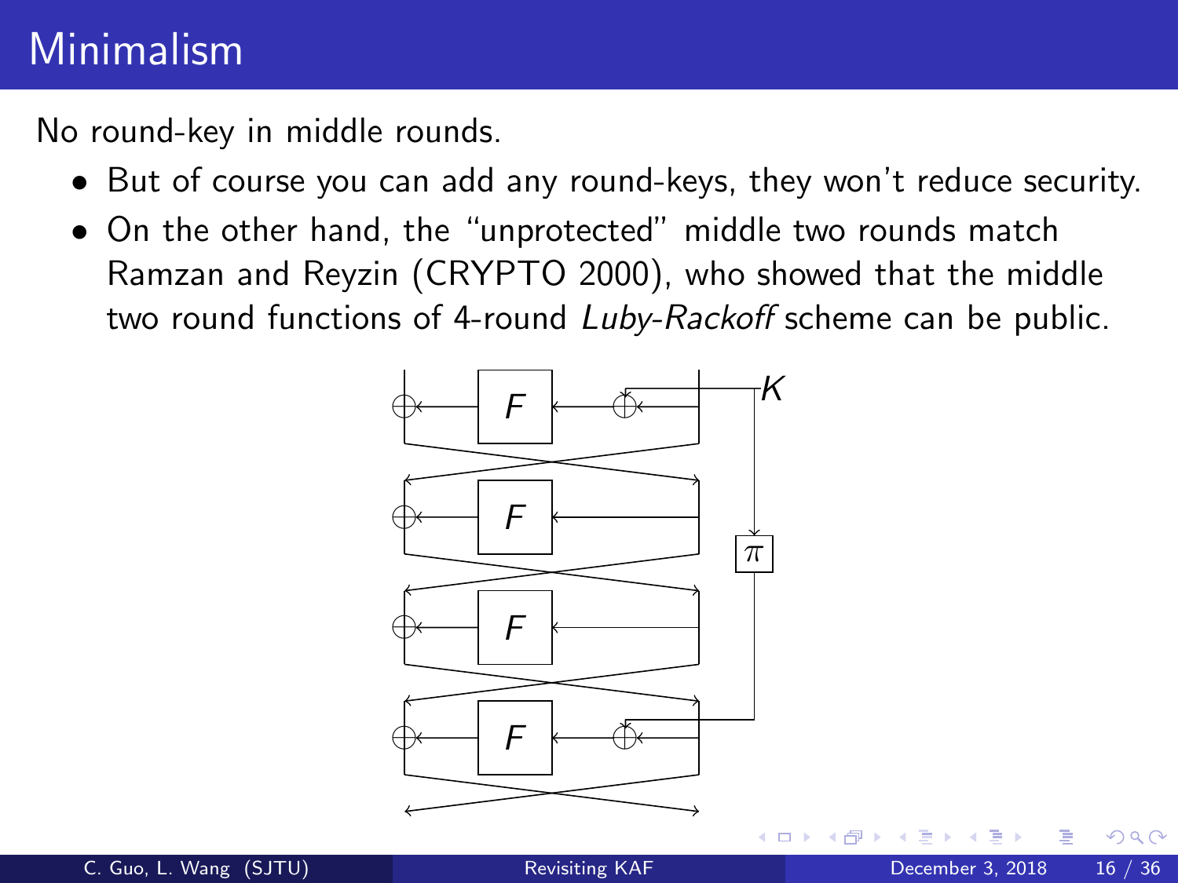# Minimalism

No round-key in middle rounds.

- But of course you can add any round-keys, they won't reduce security.
- On the other hand, the "unprotected" middle two rounds match Ramzan and Reyzin (CRYPTO 2000), who showed that the middle two round functions of 4-round *Luby-Rackoff* scheme can be public.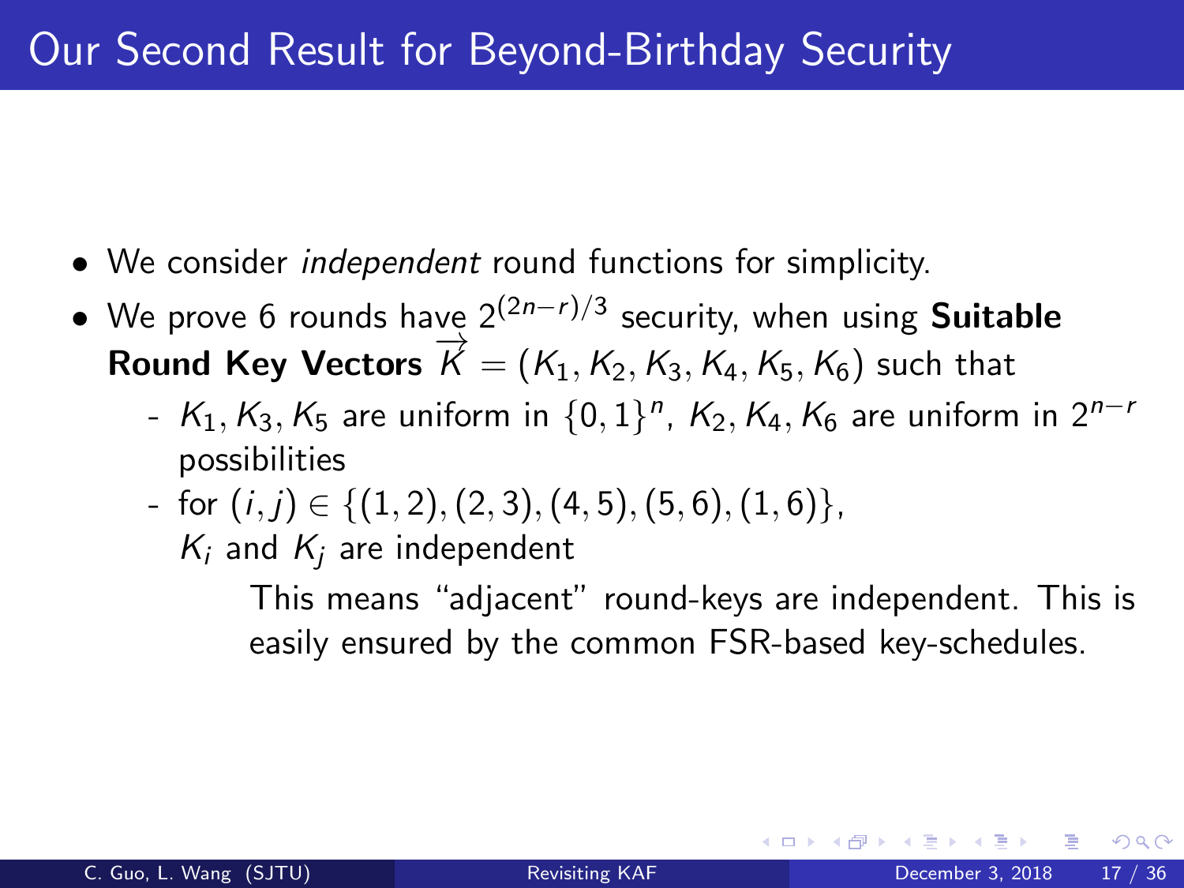# Our Second Result for Beyond-Birthday Security

- We consider *independent* round functions for simplicity.
- We prove 6 rounds have $2^{(2n-r)/3}$ security, when using **Suitable Round Key Vectors** $\overrightarrow{K} = (K_1, K_2, K_3, K_4, K_5, K_6)$ such that
  - $K_1, K_3, K_5$ are uniform in $\{0,1\}^n$, $K_2, K_4, K_6$ are uniform in $2^{n-r}$ possibilities
  - for $(i, j) \in \{(1,2), (2,3), (4,5), (5,6), (1,6)\}$, $K_i$ and $K_j$ are independent

    This means "adjacent" round-keys are independent. This is easily ensured by the common FSR-based key-schedules.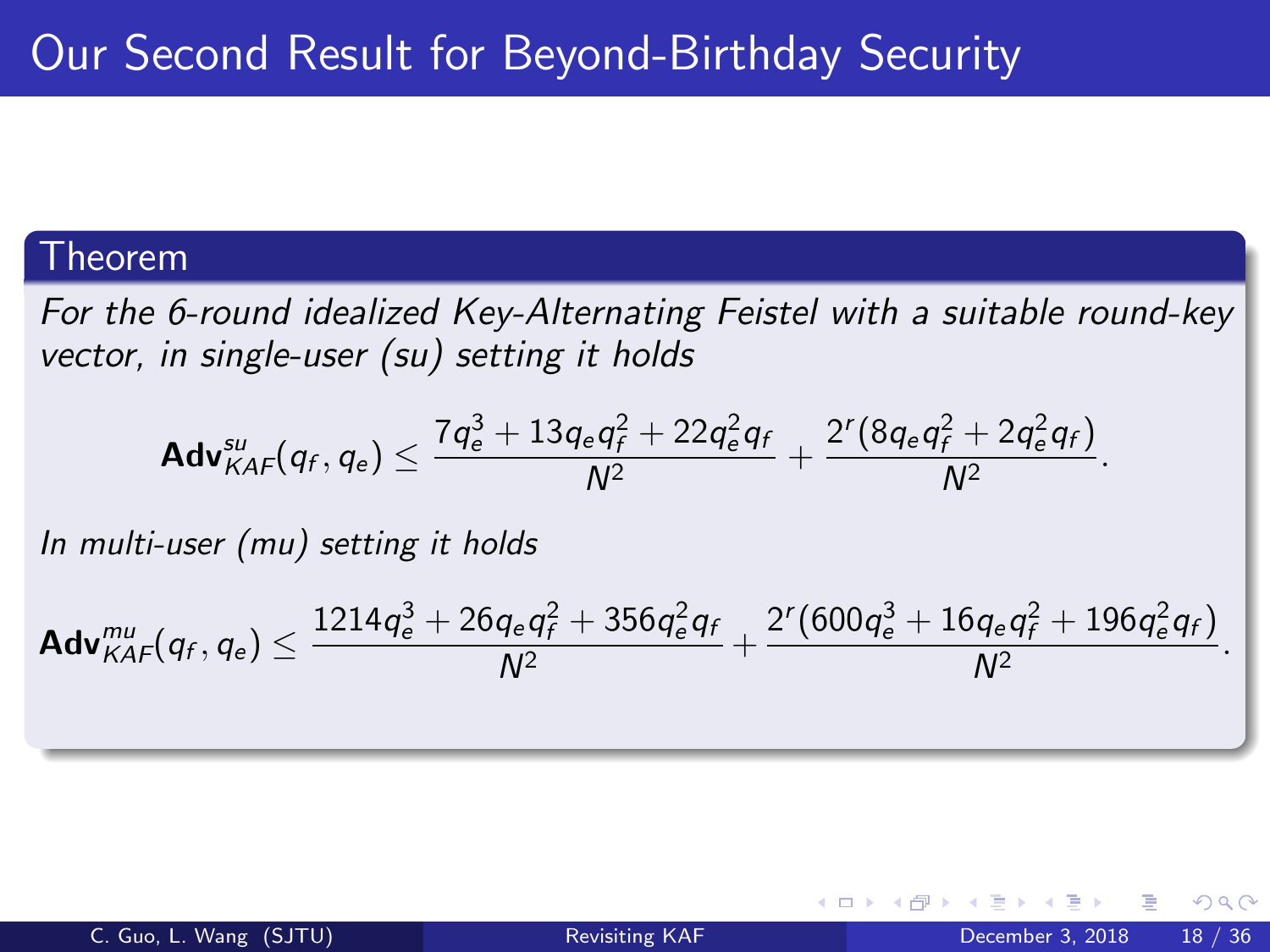# Our Second Result for Beyond-Birthday Security

**Theorem**

*For the 6-round idealized Key-Alternating Feistel with a suitable round-key vector, in single-user (su) setting it holds*

$$\mathbf{Adv}_{KAF}^{su}(q_f, q_e) \leq \frac{7q_e^3 + 13q_e q_f^2 + 22q_e^2 q_f}{N^2} + \frac{2^r(8q_e q_f^2 + 2q_e^2 q_f)}{N^2}.$$

*In multi-user (mu) setting it holds*

$$\mathbf{Adv}_{KAF}^{mu}(q_f, q_e) \leq \frac{1214q_e^3 + 26q_e q_f^2 + 356q_e^2 q_f}{N^2} + \frac{2^r(600q_e^3 + 16q_e q_f^2 + 196q_e^2 q_f)}{N^2}.$$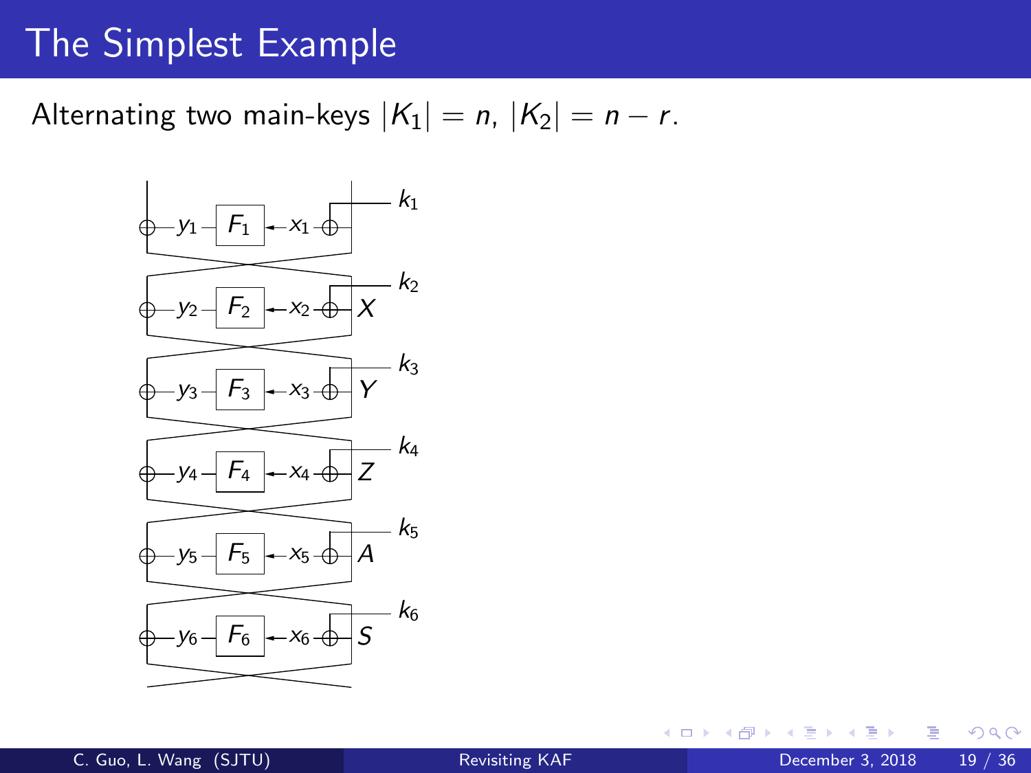# The Simplest Example

Alternating two main-keys $|K_1| = n$, $|K_2| = n - r$.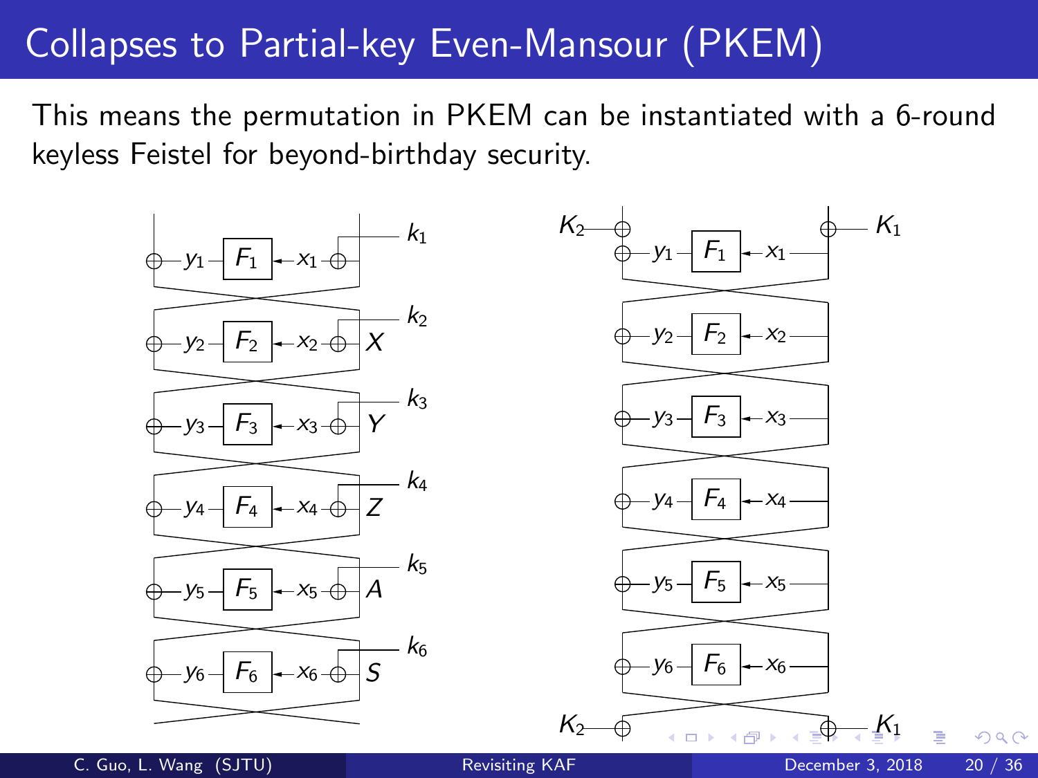# Collapses to Partial-key Even-Mansour (PKEM)

This means the permutation in PKEM can be instantiated with a 6-round keyless Feistel for beyond-birthday security.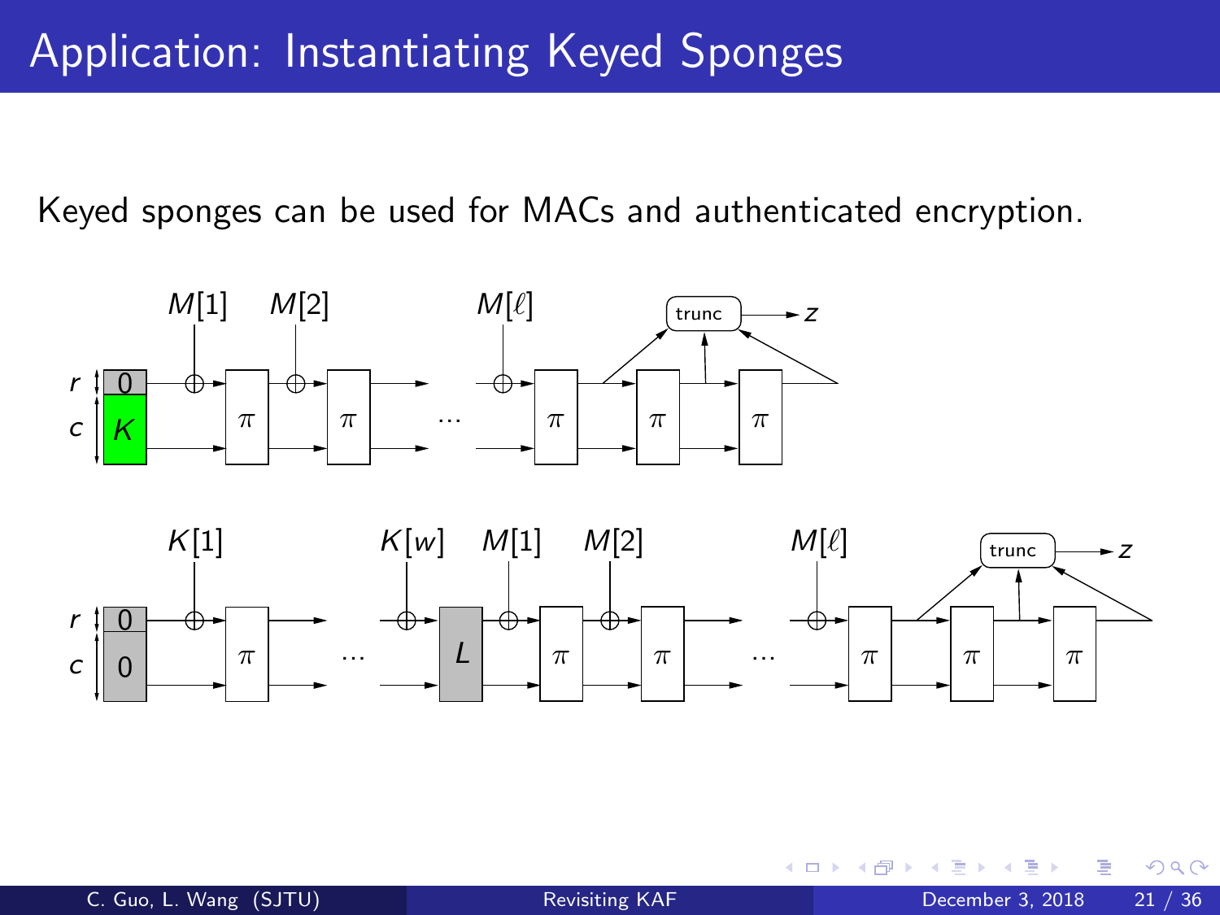# Application: Instantiating Keyed Sponges

Keyed sponges can be used for MACs and authenticated encryption.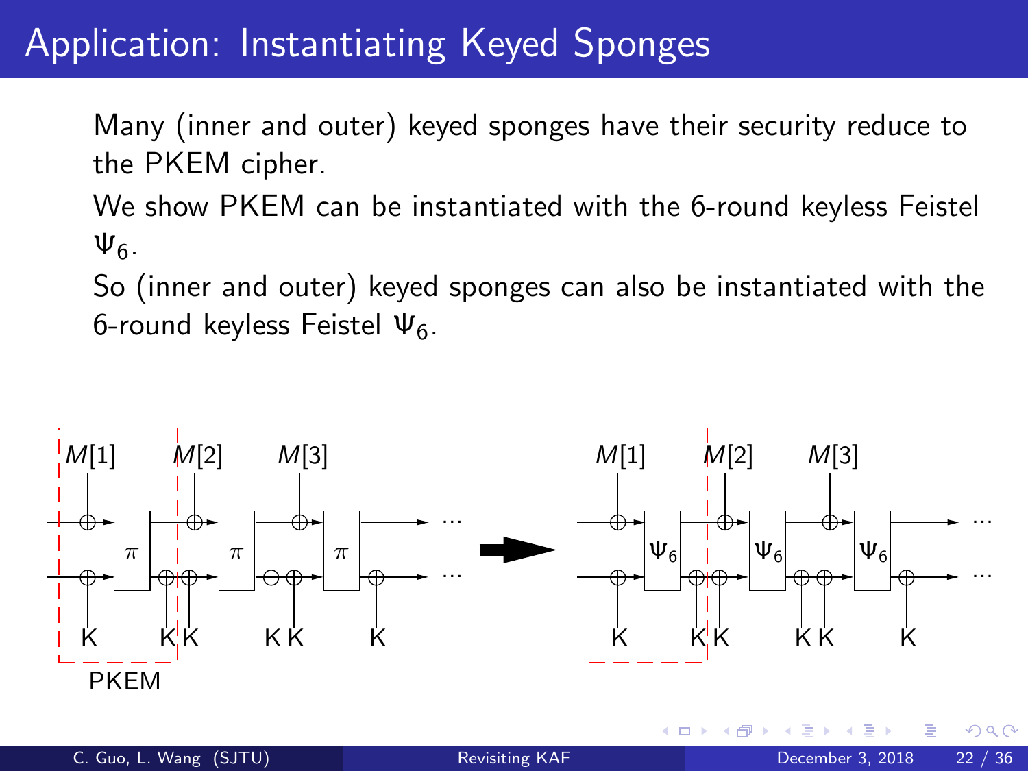# Application: Instantiating Keyed Sponges

Many (inner and outer) keyed sponges have their security reduce to the PKEM cipher.

We show PKEM can be instantiated with the 6-round keyless Feistel $\Psi_6$.

So (inner and outer) keyed sponges can also be instantiated with the 6-round keyless Feistel $\Psi_6$.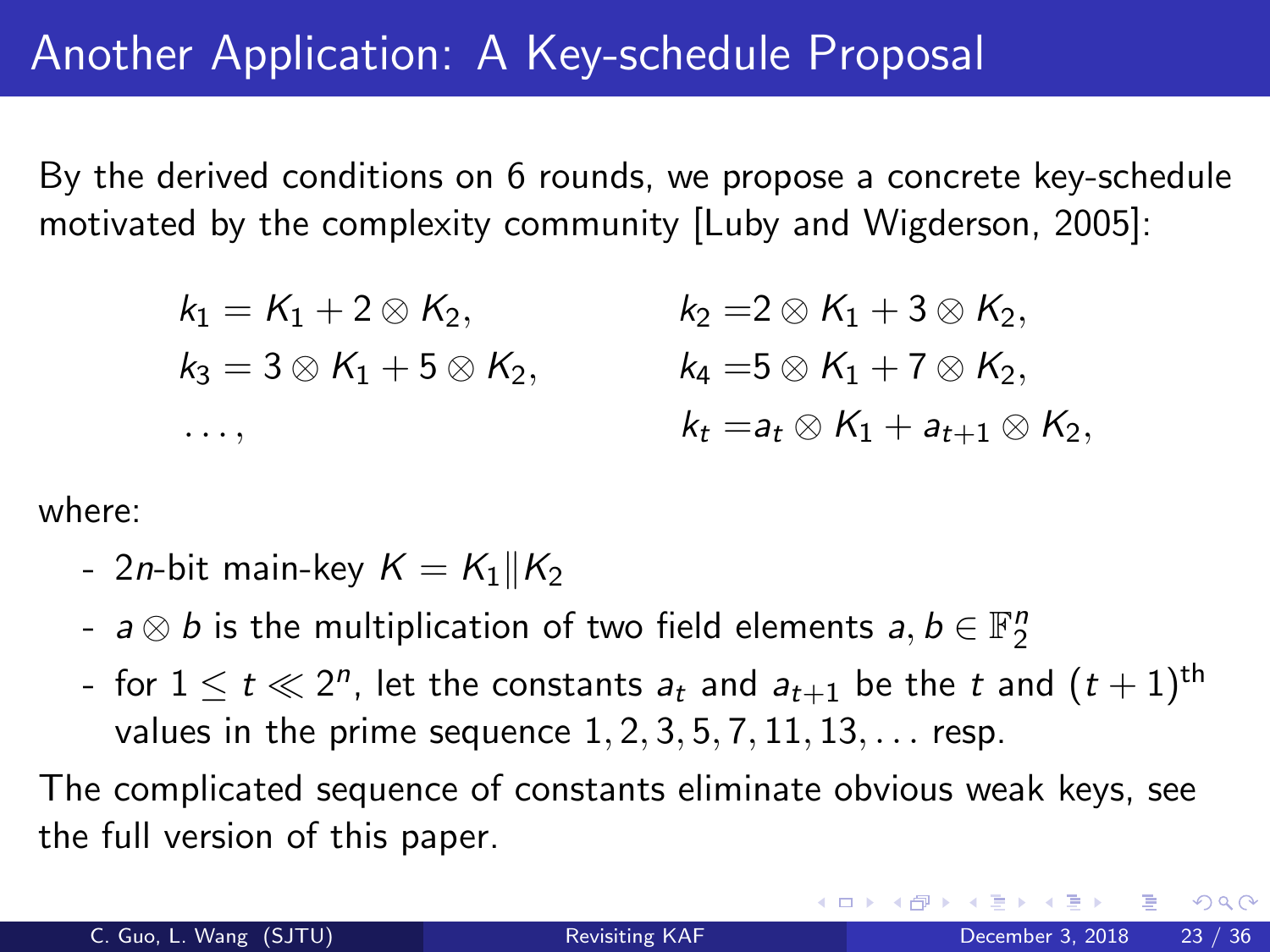# Another Application: A Key-schedule Proposal

By the derived conditions on 6 rounds, we propose a concrete key-schedule motivated by the complexity community [Luby and Wigderson, 2005]:

$$
\begin{aligned}
k_1 &= K_1 + 2 \otimes K_2, & k_2 &= 2 \otimes K_1 + 3 \otimes K_2, \\
k_3 &= 3 \otimes K_1 + 5 \otimes K_2, & k_4 &= 5 \otimes K_1 + 7 \otimes K_2, \\
&\ldots, & k_t &= a_t \otimes K_1 + a_{t+1} \otimes K_2,
\end{aligned}
$$

where:

- $2n$-bit main-key $K = K_1 \| K_2$
- $a \otimes b$ is the multiplication of two field elements $a, b \in \mathbb{F}_2^n$
- for $1 \leq t \ll 2^n$, let the constants $a_t$ and $a_{t+1}$ be the $t$ and $(t+1)^{\text{th}}$ values in the prime sequence $1, 2, 3, 5, 7, 11, 13, \ldots$ resp.

The complicated sequence of constants eliminate obvious weak keys, see the full version of this paper.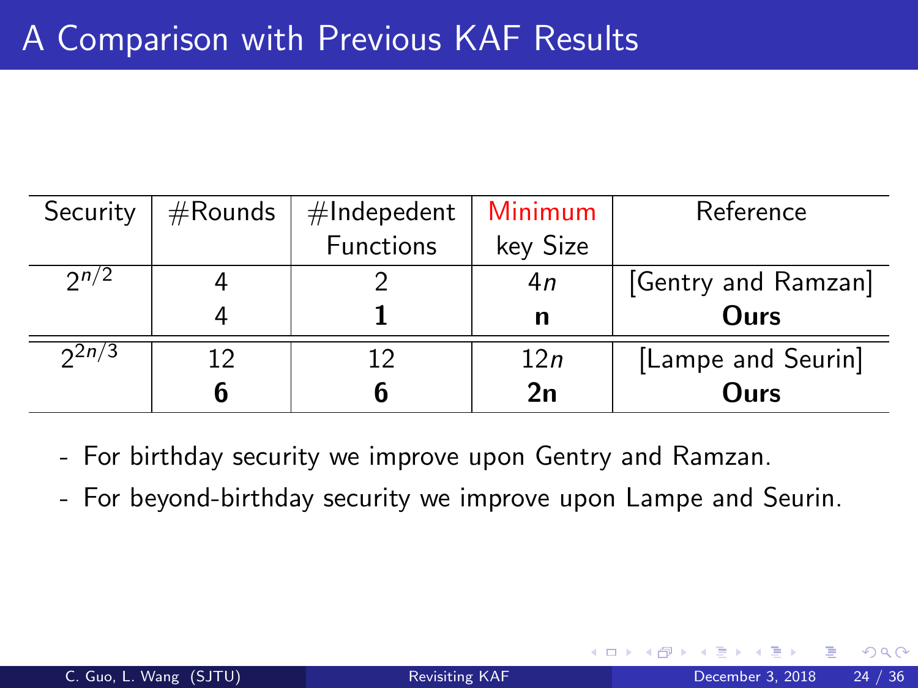# A Comparison with Previous KAF Results

| Security | #Rounds | #Indepedent Functions | Minimum key Size | Reference |
|---|---|---|---|---|
| $2^{n/2}$ | 4 | 2 | $4n$ | [Gentry and Ramzan] |
| | 4 | **1** | **n** | **Ours** |
| $2^{2n/3}$ | 12 | 12 | $12n$ | [Lampe and Seurin] |
| | **6** | **6** | **2n** | **Ours** |

- For birthday security we improve upon Gentry and Ramzan.
- For beyond-birthday security we improve upon Lampe and Seurin.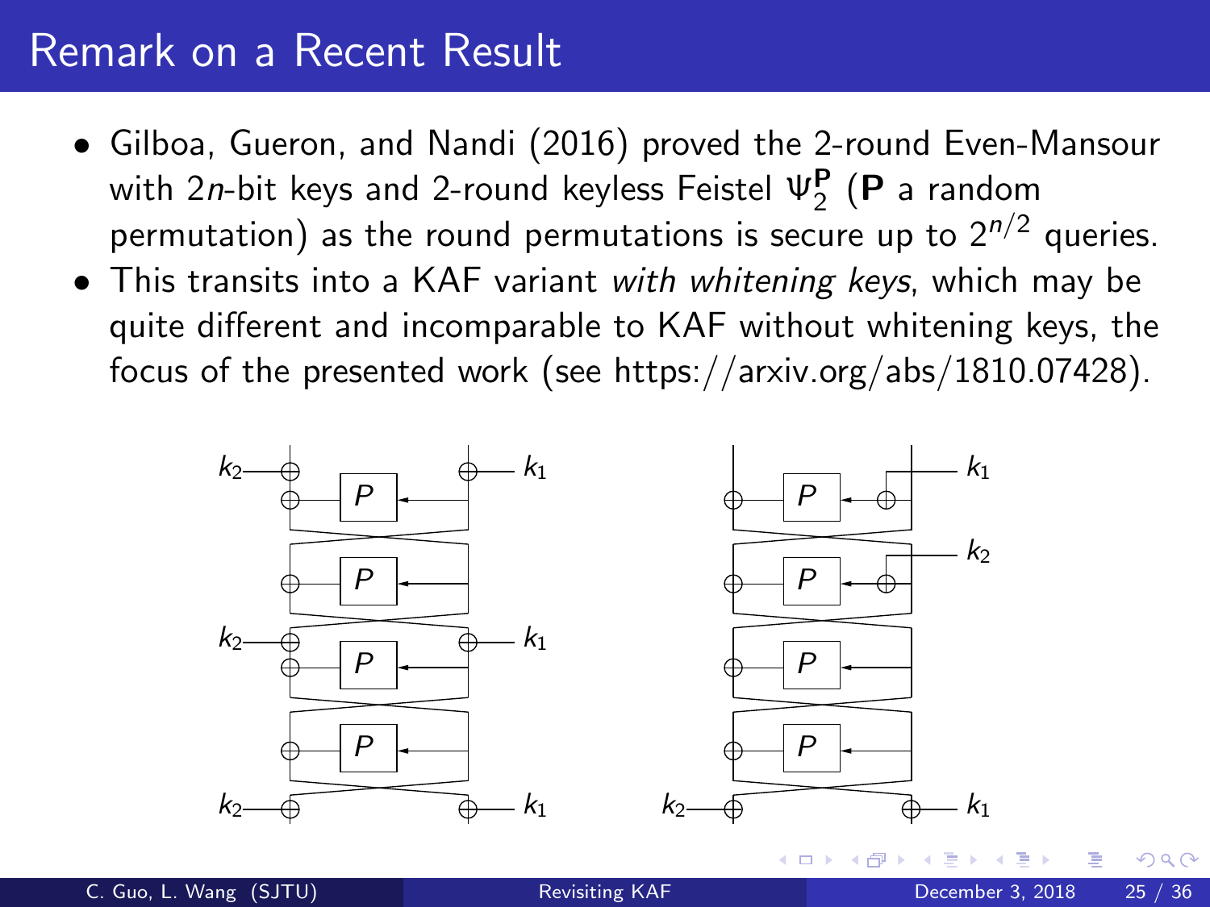# Remark on a Recent Result

- Gilboa, Gueron, and Nandi (2016) proved the 2-round Even-Mansour with $2n$-bit keys and 2-round keyless Feistel $\Psi_2^{\mathbf{P}}$ ($\mathbf{P}$ a random permutation) as the round permutations is secure up to $2^{n/2}$ queries.
- This transits into a KAF variant *with whitening keys*, which may be quite different and incomparable to KAF without whitening keys, the focus of the presented work (see https://arxiv.org/abs/1810.07428).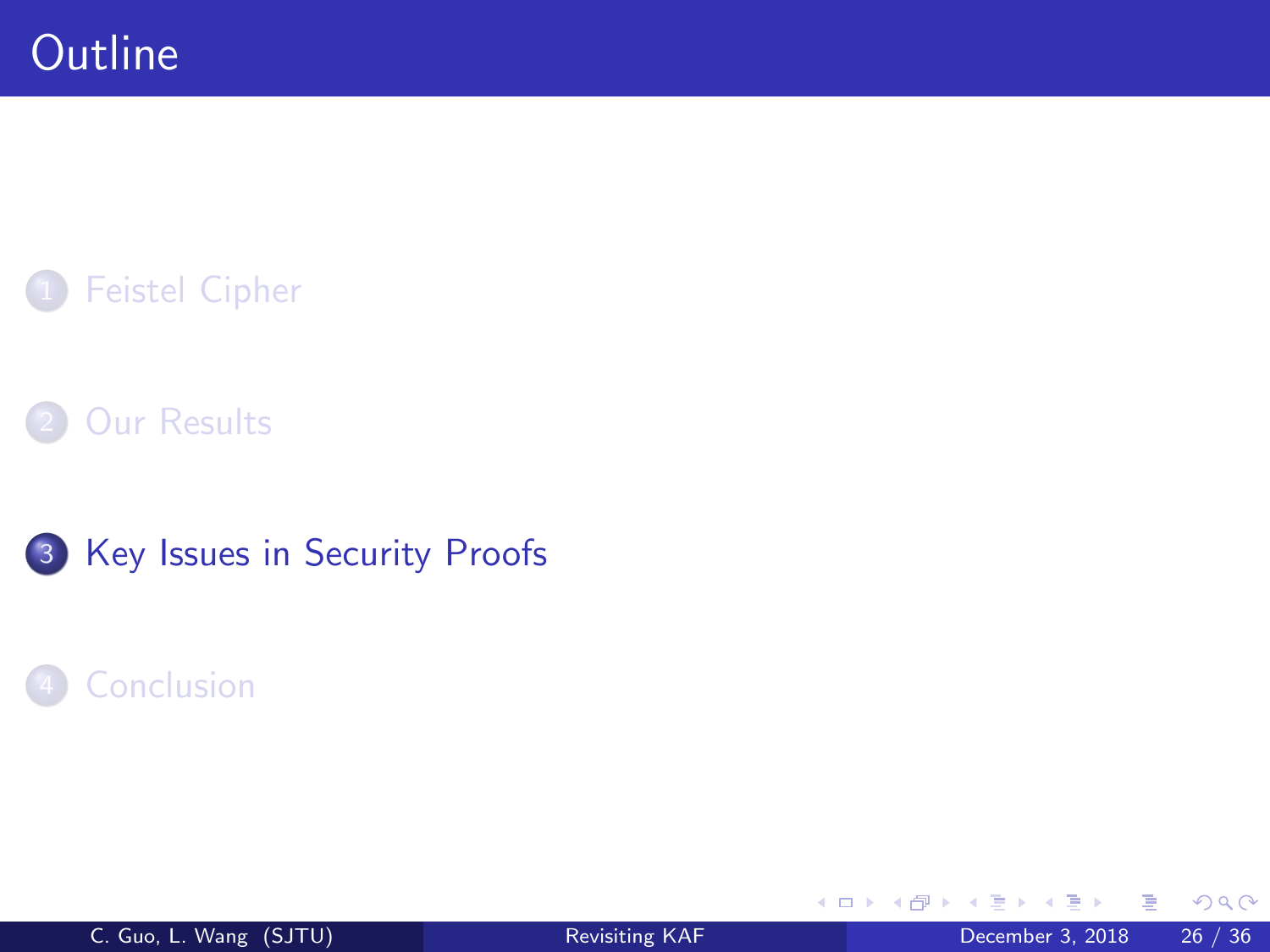# Outline

1. Feistel Cipher
2. Our Results
3. Key Issues in Security Proofs
4. Conclusion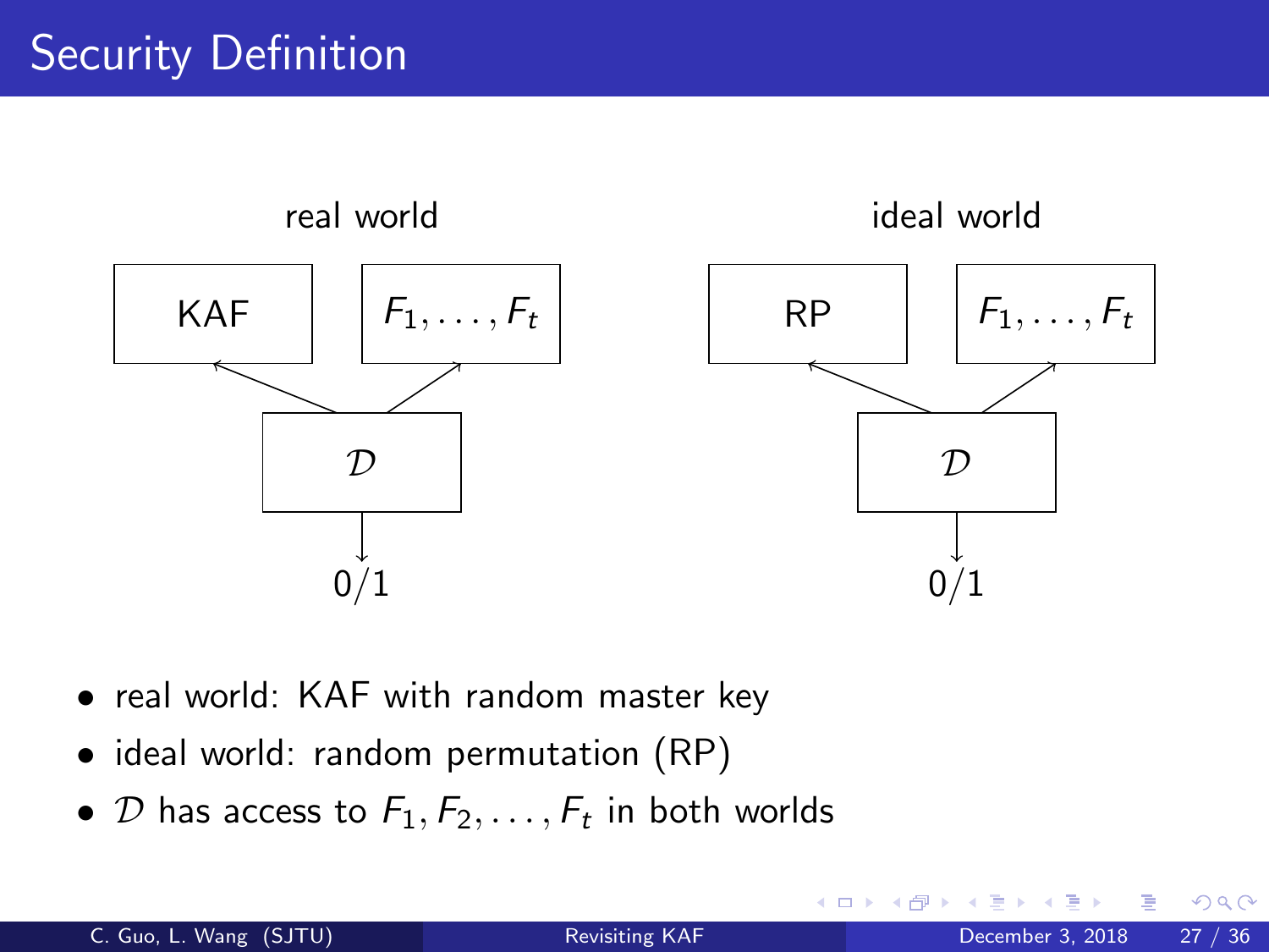# Security Definition

real world

KAF

$F_1, \ldots, F_t$

$\mathcal{D}$

0/1

ideal world

RP

$F_1, \ldots, F_t$

$\mathcal{D}$

0/1

- real world: KAF with random master key
- ideal world: random permutation (RP)
- $\mathcal{D}$ has access to $F_1, F_2, \ldots, F_t$ in both worlds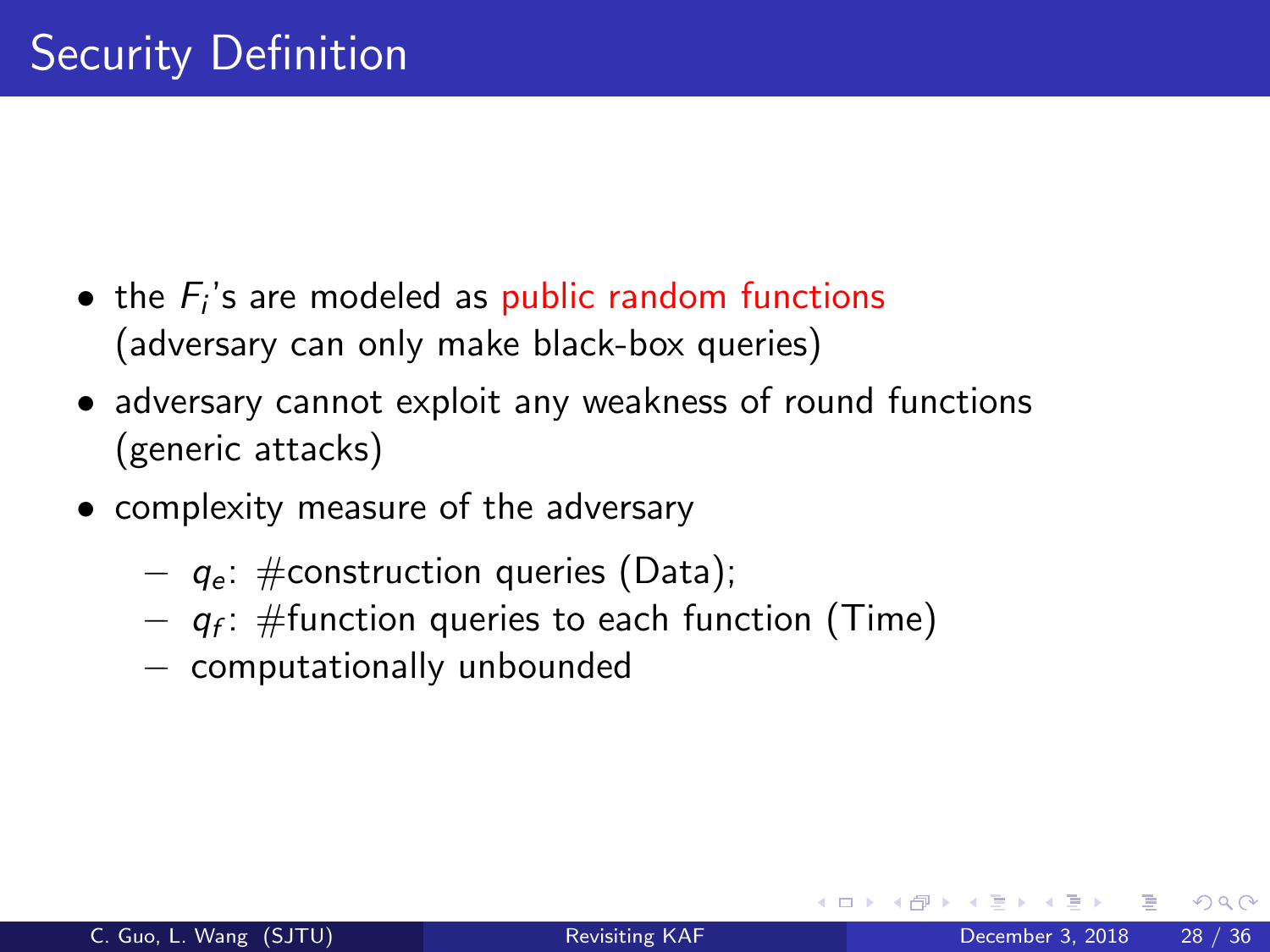# Security Definition

- the $F_i$'s are modeled as public random functions (adversary can only make black-box queries)
- adversary cannot exploit any weakness of round functions (generic attacks)
- complexity measure of the adversary
  - $q_e$: #construction queries (Data);
  - $q_f$: #function queries to each function (Time)
  - computationally unbounded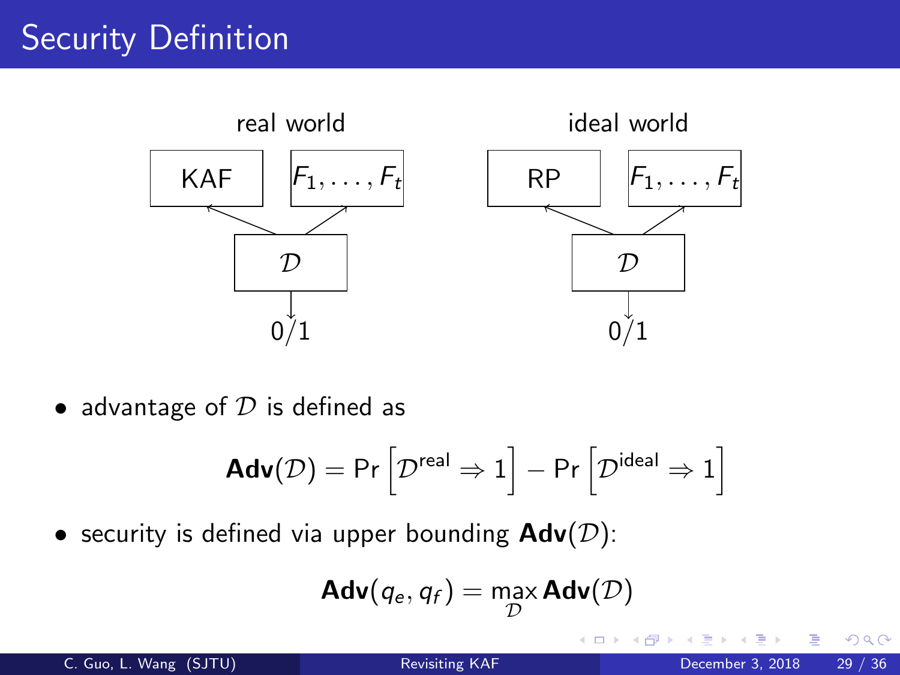# Security Definition

real world

KAF | $F_1, \ldots, F_t$

$\mathcal{D}$

0/1

ideal world

RP | $F_1, \ldots, F_t$

$\mathcal{D}$

0/1

- advantage of $\mathcal{D}$ is defined as

$$\mathbf{Adv}(\mathcal{D}) = \Pr\left[\mathcal{D}^{\text{real}} \Rightarrow 1\right] - \Pr\left[\mathcal{D}^{\text{ideal}} \Rightarrow 1\right]$$

- security is defined via upper bounding $\mathbf{Adv}(\mathcal{D})$:

$$\mathbf{Adv}(q_e, q_f) = \max_{\mathcal{D}} \mathbf{Adv}(\mathcal{D})$$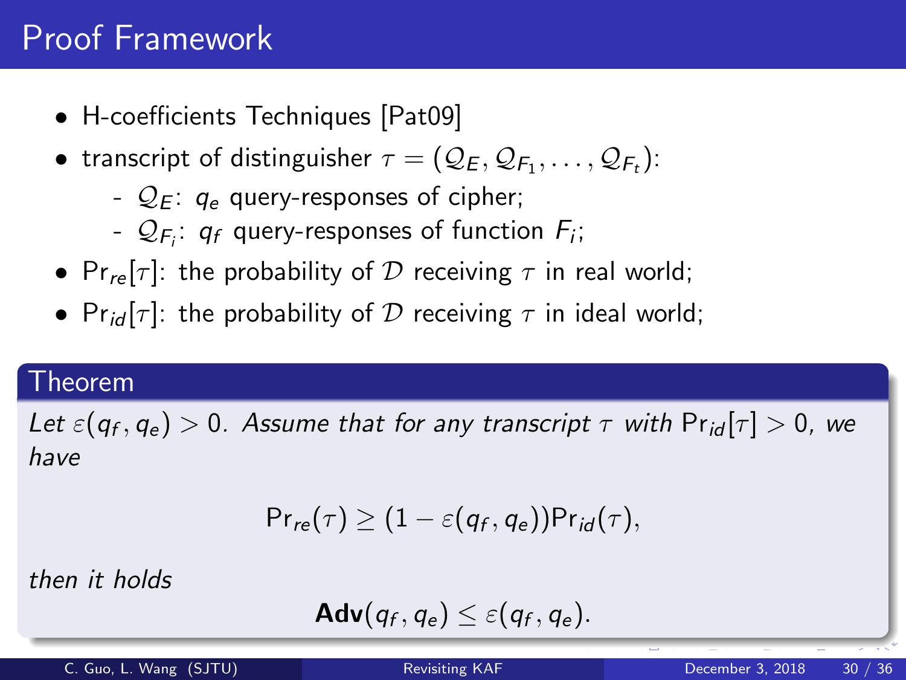# Proof Framework

- H-coefficients Techniques [Pat09]
- transcript of distinguisher $\tau = (\mathcal{Q}_E, \mathcal{Q}_{F_1}, \ldots, \mathcal{Q}_{F_t})$:
  - $\mathcal{Q}_E$: $q_e$ query-responses of cipher;
  - $\mathcal{Q}_{F_i}$: $q_f$ query-responses of function $F_i$;
- $\Pr_{re}[\tau]$: the probability of $\mathcal{D}$ receiving $\tau$ in real world;
- $\Pr_{id}[\tau]$: the probability of $\mathcal{D}$ receiving $\tau$ in ideal world;

**Theorem**

*Let $\varepsilon(q_f, q_e) > 0$. Assume that for any transcript $\tau$ with $\Pr_{id}[\tau] > 0$, we have*

$$\Pr_{re}(\tau) \geq (1 - \varepsilon(q_f, q_e))\Pr_{id}(\tau),$$

*then it holds*

$$\mathbf{Adv}(q_f, q_e) \leq \varepsilon(q_f, q_e).$$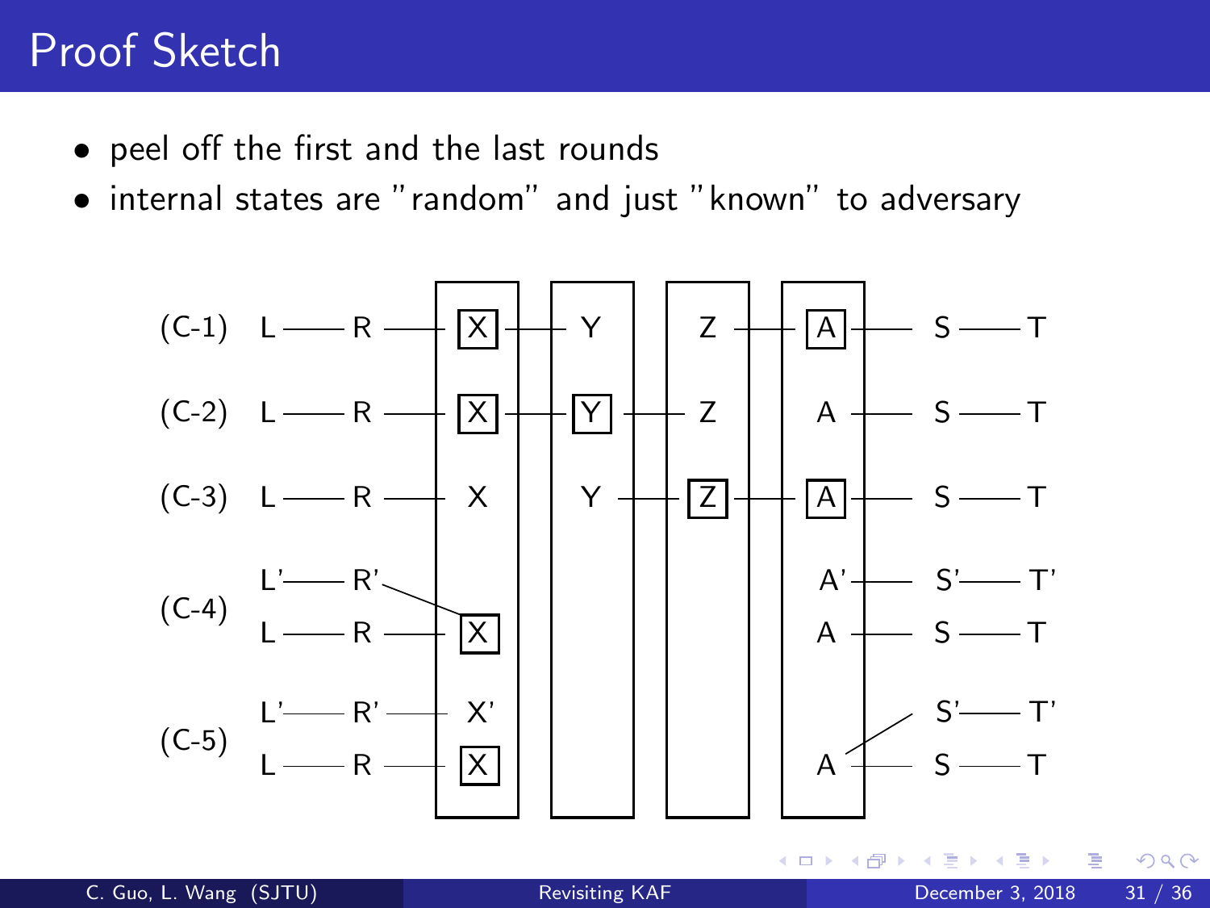# Proof Sketch

- peel off the first and the last rounds
- internal states are "random" and just "known" to adversary

(C-1) L — R — [X] — Y Z — [A] — S — T

(C-2) L — R — [X] — [Y] — Z A — S — T

(C-3) L — R — X Y — [Z] — [A] — S — T

(C-4) L' — R' ; L — R — [X] A' — S' — T' ; A — S — T

(C-5) L' — R' — X' ; L — R — [X] S' — T' ; A — S — T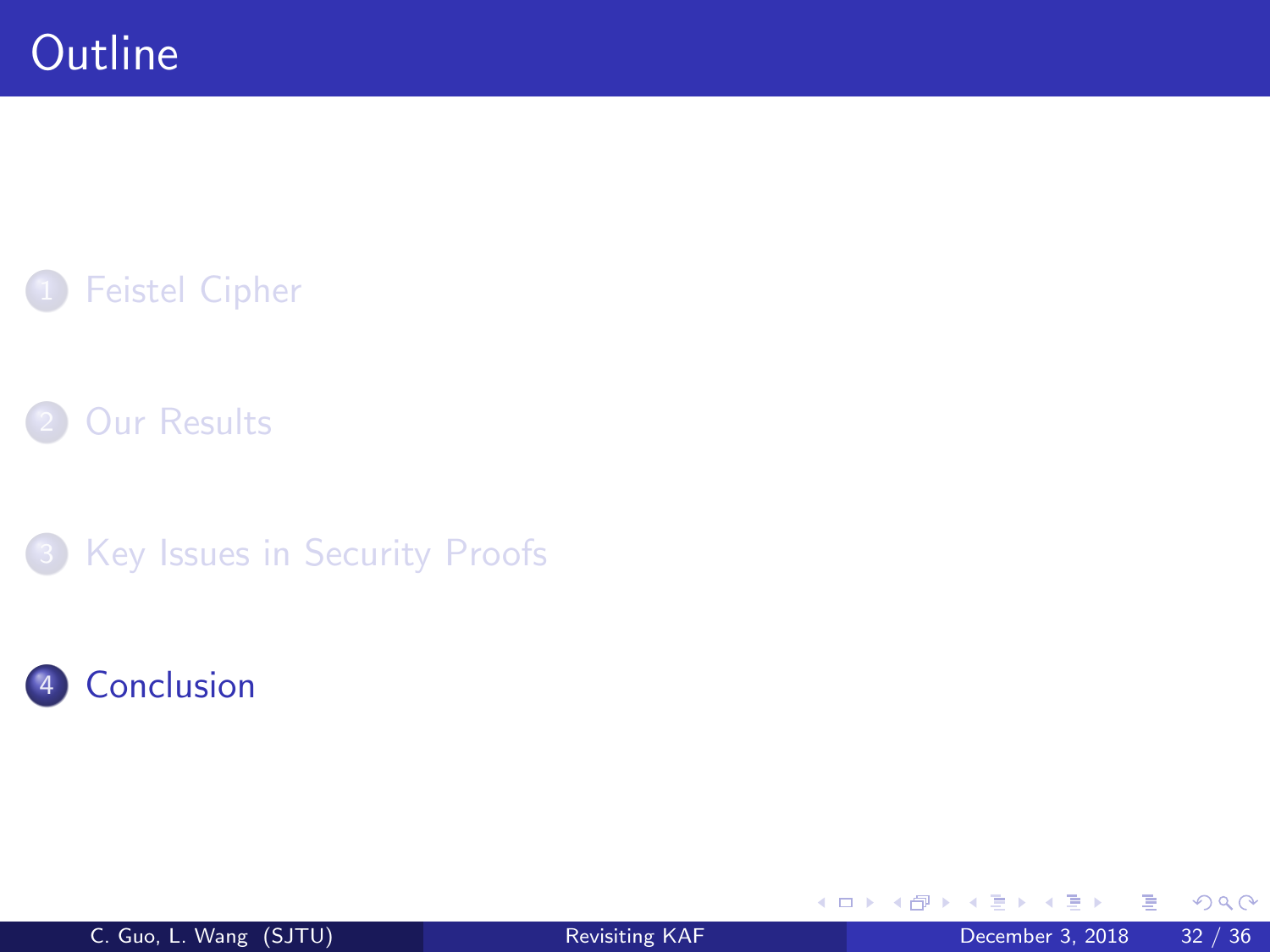# Outline

1. Feistel Cipher
2. Our Results
3. Key Issues in Security Proofs
4. **Conclusion**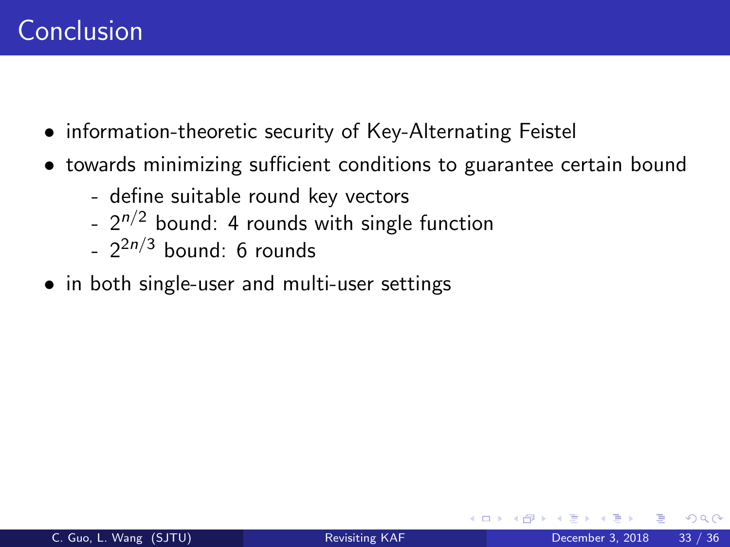# Conclusion

- information-theoretic security of Key-Alternating Feistel
- towards minimizing sufficient conditions to guarantee certain bound
  - define suitable round key vectors
  - $2^{n/2}$ bound: 4 rounds with single function
  - $2^{2n/3}$ bound: 6 rounds
- in both single-user and multi-user settings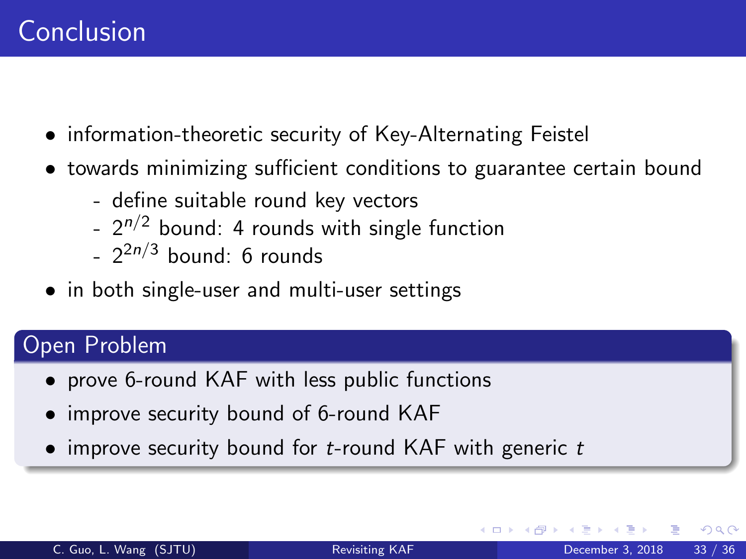# Conclusion

- information-theoretic security of Key-Alternating Feistel
- towards minimizing sufficient conditions to guarantee certain bound
  - define suitable round key vectors
  - $2^{n/2}$ bound: 4 rounds with single function
  - $2^{2n/3}$ bound: 6 rounds
- in both single-user and multi-user settings

## Open Problem

- prove 6-round KAF with less public functions
- improve security bound of 6-round KAF
- improve security bound for $t$-round KAF with generic $t$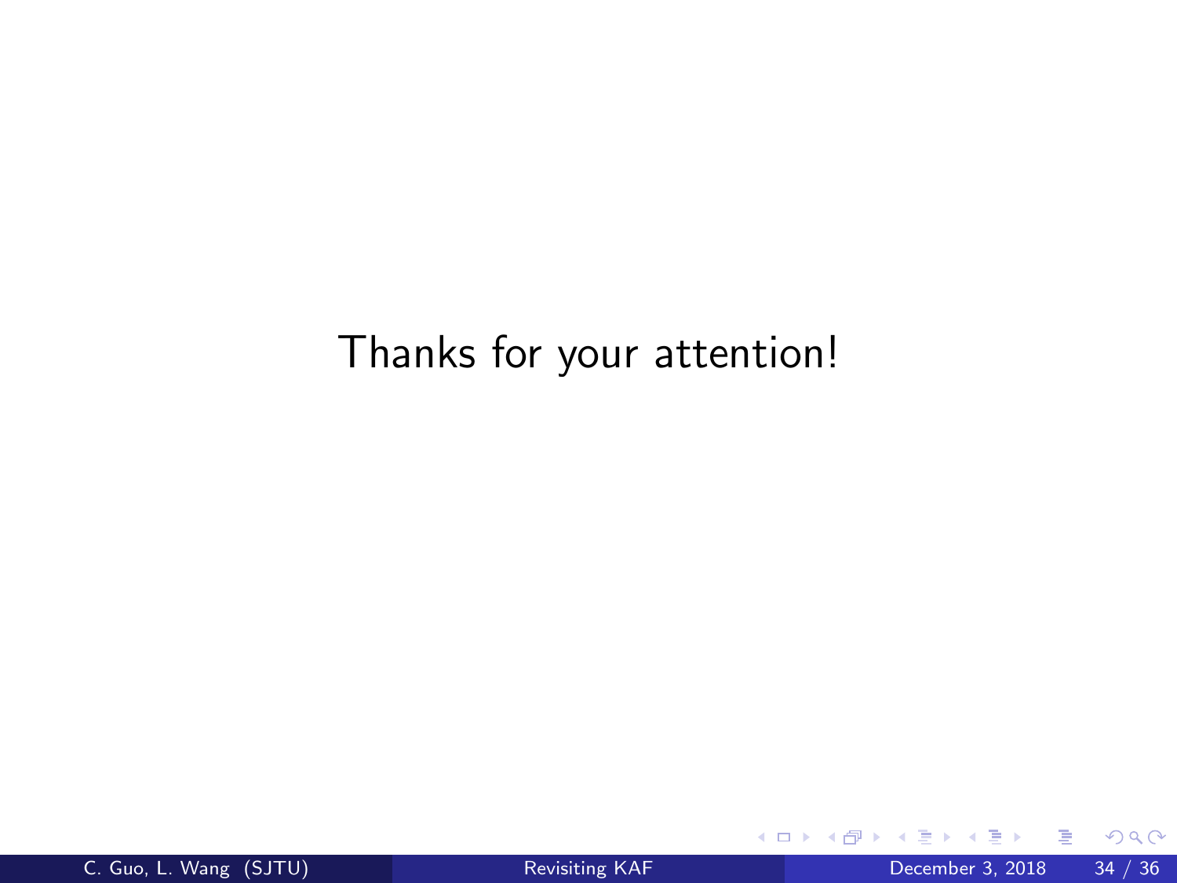Thanks for your attention!